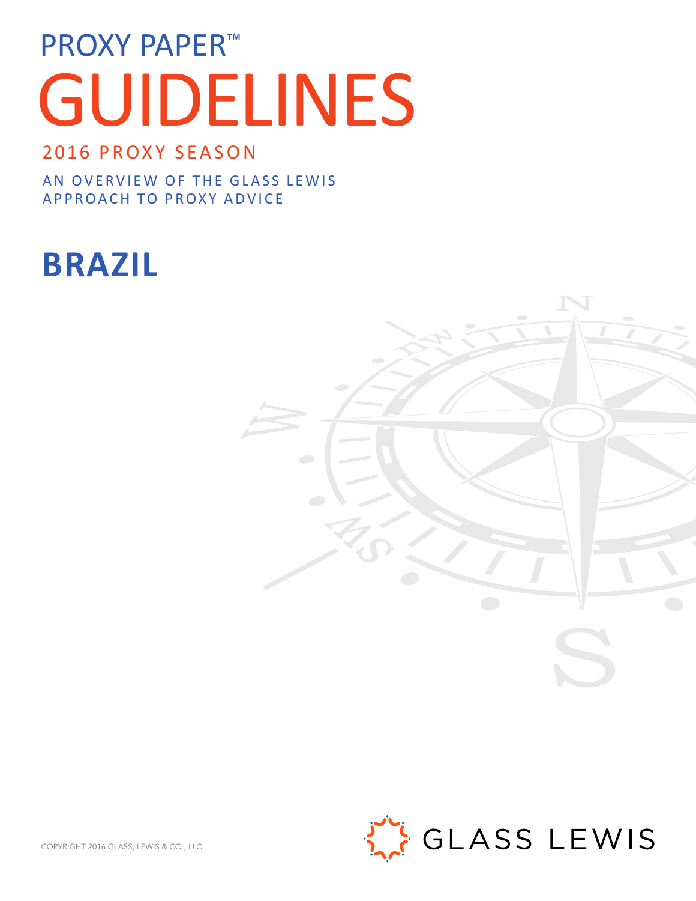# PROXY PAPER™

# GUIDELINES

## 2016 PROXY SEASON

AN OVERVIEW OF THE GLASS LEWIS APPROACH TO PROXY ADVICE

# BRAZIL

COPYRIGHT 2016 GLASS, LEWIS & CO., LLC

GLASS LEWIS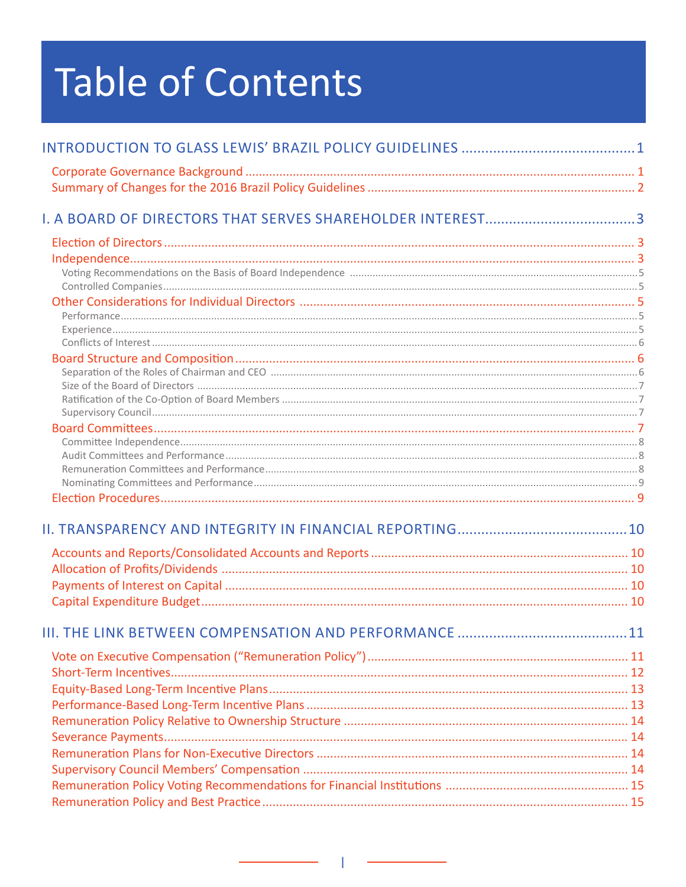# Table of Contents

INTRODUCTION TO GLASS LEWIS' BRAZIL POLICY GUIDELINES ........................................... 1

- Corporate Governance Background ........................................... 1
- Summary of Changes for the 2016 Brazil Policy Guidelines ........................................... 2

I. A BOARD OF DIRECTORS THAT SERVES SHAREHOLDER INTEREST ........................................... 3

- Election of Directors ........................................... 3
- Independence ........................................... 3
  - Voting Recommendations on the Basis of Board Independence ........................................... 5
  - Controlled Companies ........................................... 5
- Other Considerations for Individual Directors ........................................... 5
  - Performance ........................................... 5
  - Experience ........................................... 5
  - Conflicts of Interest ........................................... 6
- Board Structure and Composition ........................................... 6
  - Separation of the Roles of Chairman and CEO ........................................... 6
  - Size of the Board of Directors ........................................... 7
  - Ratification of the Co-Option of Board Members ........................................... 7
  - Supervisory Council ........................................... 7
- Board Committees ........................................... 7
  - Committee Independence ........................................... 8
  - Audit Committees and Performance ........................................... 8
  - Remuneration Committees and Performance ........................................... 8
  - Nominating Committees and Performance ........................................... 9
- Election Procedures ........................................... 9

II. TRANSPARENCY AND INTEGRITY IN FINANCIAL REPORTING ........................................... 10

- Accounts and Reports/Consolidated Accounts and Reports ........................................... 10
- Allocation of Profits/Dividends ........................................... 10
- Payments of Interest on Capital ........................................... 10
- Capital Expenditure Budget ........................................... 10

III. THE LINK BETWEEN COMPENSATION AND PERFORMANCE ........................................... 11

- Vote on Executive Compensation ("Remuneration Policy") ........................................... 11
- Short-Term Incentives ........................................... 12
- Equity-Based Long-Term Incentive Plans ........................................... 13
- Performance-Based Long-Term Incentive Plans ........................................... 13
- Remuneration Policy Relative to Ownership Structure ........................................... 14
- Severance Payments ........................................... 14
- Remuneration Plans for Non-Executive Directors ........................................... 14
- Supervisory Council Members' Compensation ........................................... 14
- Remuneration Policy Voting Recommendations for Financial Institutions ........................................... 15
- Remuneration Policy and Best Practice ........................................... 15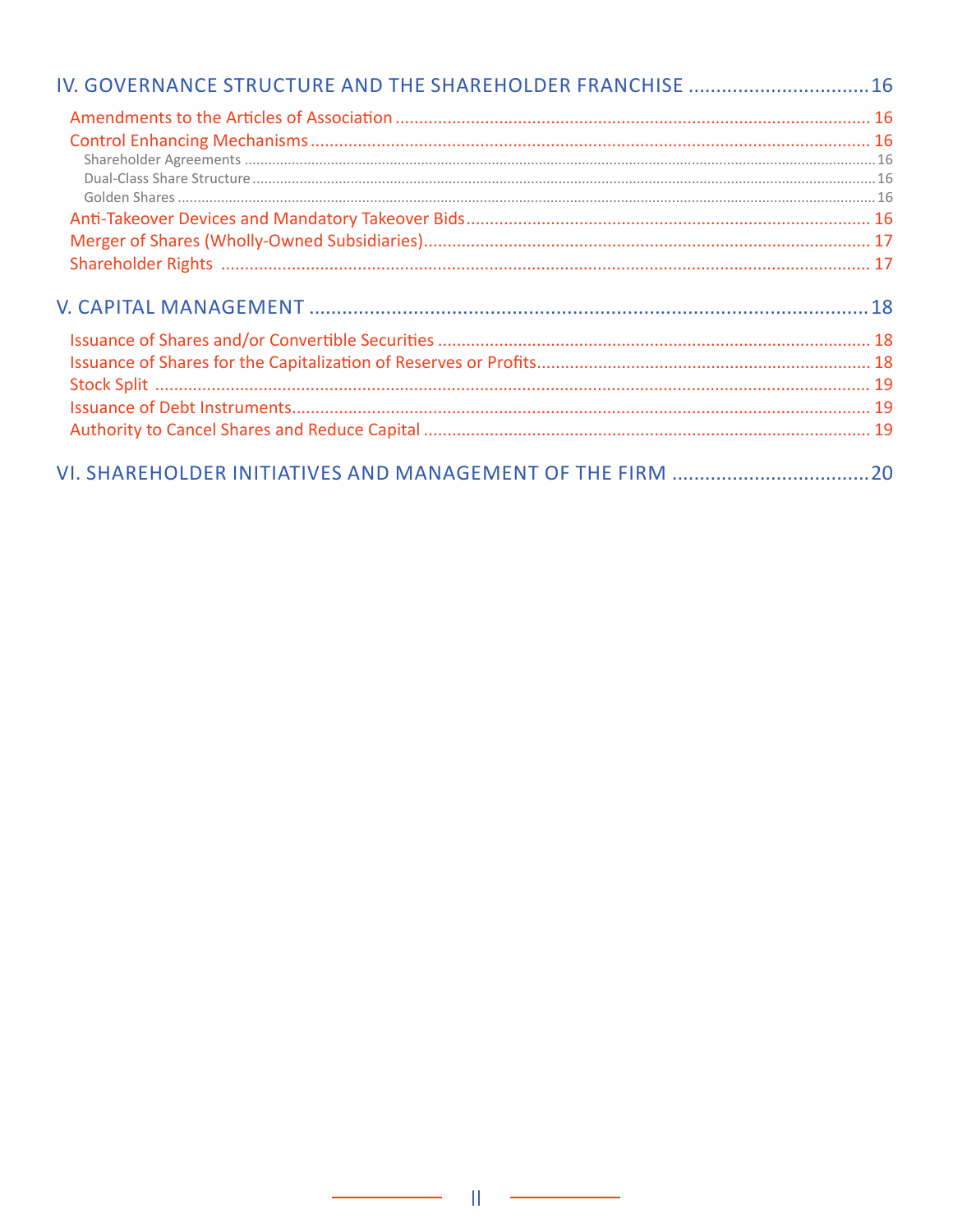IV. GOVERNANCE STRUCTURE AND THE SHAREHOLDER FRANCHISE ................................16

- Amendments to the Articles of Association ................................16
- Control Enhancing Mechanisms ................................16
  - Shareholder Agreements ................................16
  - Dual-Class Share Structure ................................16
  - Golden Shares ................................16
- Anti-Takeover Devices and Mandatory Takeover Bids ................................16
- Merger of Shares (Wholly-Owned Subsidiaries) ................................17
- Shareholder Rights ................................17

V. CAPITAL MANAGEMENT ................................18

- Issuance of Shares and/or Convertible Securities ................................18
- Issuance of Shares for the Capitalization of Reserves or Profits ................................18
- Stock Split ................................19
- Issuance of Debt Instruments ................................19
- Authority to Cancel Shares and Reduce Capital ................................19

VI. SHAREHOLDER INITIATIVES AND MANAGEMENT OF THE FIRM ................................20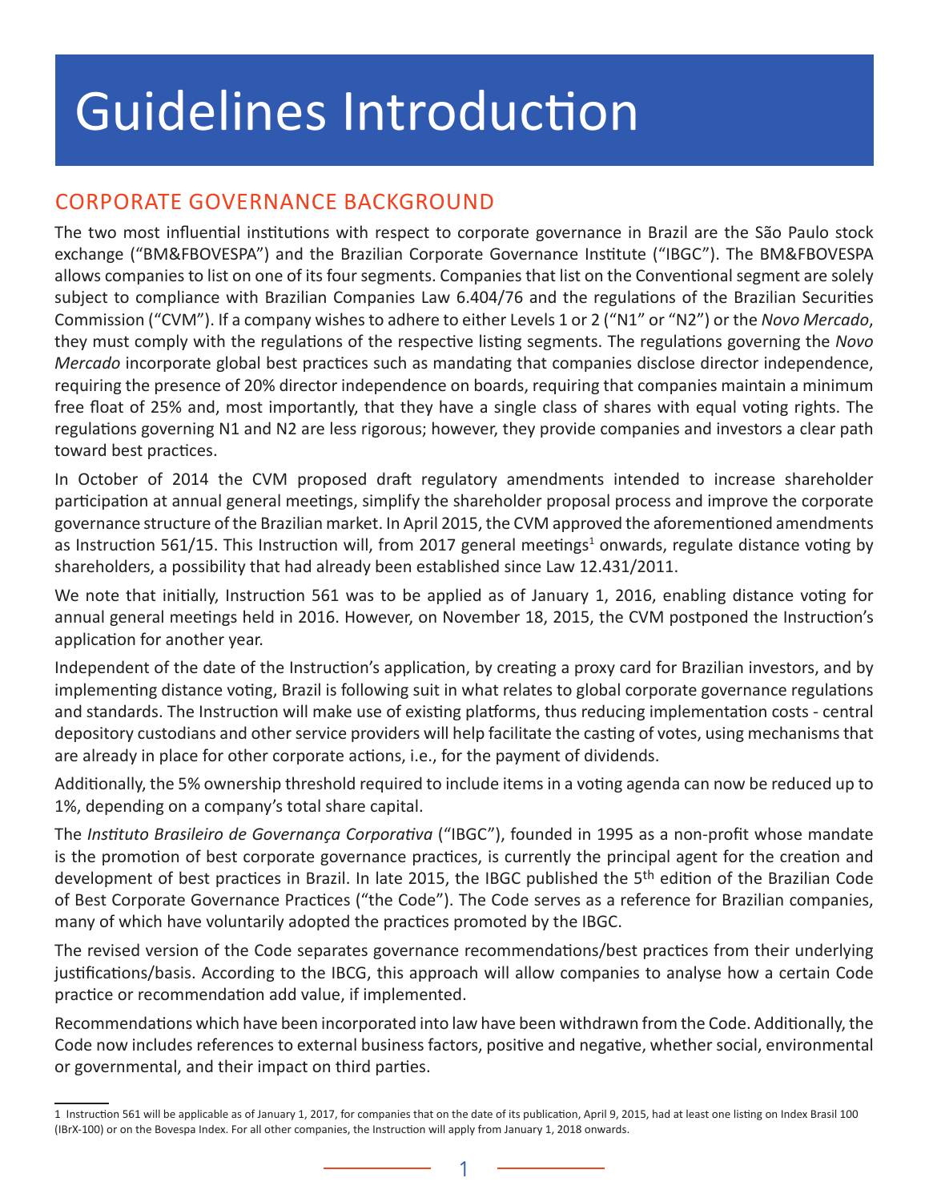# Guidelines Introduction

## CORPORATE GOVERNANCE BACKGROUND

The two most influential institutions with respect to corporate governance in Brazil are the São Paulo stock exchange ("BM&FBOVESPA") and the Brazilian Corporate Governance Institute ("IBGC"). The BM&FBOVESPA allows companies to list on one of its four segments. Companies that list on the Conventional segment are solely subject to compliance with Brazilian Companies Law 6.404/76 and the regulations of the Brazilian Securities Commission ("CVM"). If a company wishes to adhere to either Levels 1 or 2 ("N1" or "N2") or the *Novo Mercado*, they must comply with the regulations of the respective listing segments. The regulations governing the *Novo Mercado* incorporate global best practices such as mandating that companies disclose director independence, requiring the presence of 20% director independence on boards, requiring that companies maintain a minimum free float of 25% and, most importantly, that they have a single class of shares with equal voting rights. The regulations governing N1 and N2 are less rigorous; however, they provide companies and investors a clear path toward best practices.

In October of 2014 the CVM proposed draft regulatory amendments intended to increase shareholder participation at annual general meetings, simplify the shareholder proposal process and improve the corporate governance structure of the Brazilian market. In April 2015, the CVM approved the aforementioned amendments as Instruction 561/15. This Instruction will, from 2017 general meetings[1] onwards, regulate distance voting by shareholders, a possibility that had already been established since Law 12.431/2011.

We note that initially, Instruction 561 was to be applied as of January 1, 2016, enabling distance voting for annual general meetings held in 2016. However, on November 18, 2015, the CVM postponed the Instruction's application for another year.

Independent of the date of the Instruction's application, by creating a proxy card for Brazilian investors, and by implementing distance voting, Brazil is following suit in what relates to global corporate governance regulations and standards. The Instruction will make use of existing platforms, thus reducing implementation costs - central depository custodians and other service providers will help facilitate the casting of votes, using mechanisms that are already in place for other corporate actions, i.e., for the payment of dividends.

Additionally, the 5% ownership threshold required to include items in a voting agenda can now be reduced up to 1%, depending on a company's total share capital.

The *Instituto Brasileiro de Governança Corporativa* ("IBGC"), founded in 1995 as a non-profit whose mandate is the promotion of best corporate governance practices, is currently the principal agent for the creation and development of best practices in Brazil. In late 2015, the IBGC published the 5th edition of the Brazilian Code of Best Corporate Governance Practices ("the Code"). The Code serves as a reference for Brazilian companies, many of which have voluntarily adopted the practices promoted by the IBGC.

The revised version of the Code separates governance recommendations/best practices from their underlying justifications/basis. According to the IBCG, this approach will allow companies to analyse how a certain Code practice or recommendation add value, if implemented.

Recommendations which have been incorporated into law have been withdrawn from the Code. Additionally, the Code now includes references to external business factors, positive and negative, whether social, environmental or governmental, and their impact on third parties.

---

1 Instruction 561 will be applicable as of January 1, 2017, for companies that on the date of its publication, April 9, 2015, had at least one listing on Index Brasil 100 (IBrX-100) or on the Bovespa Index. For all other companies, the Instruction will apply from January 1, 2018 onwards.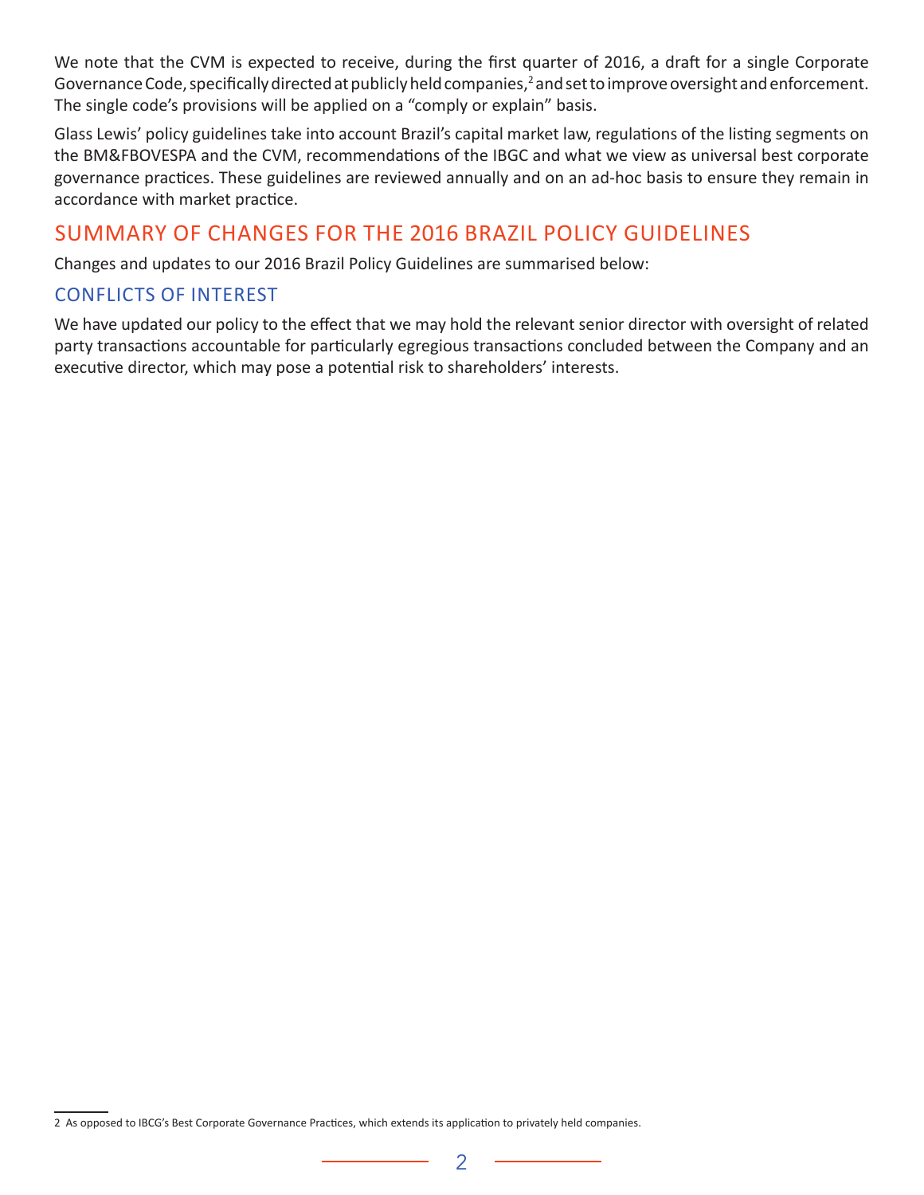We note that the CVM is expected to receive, during the first quarter of 2016, a draft for a single Corporate Governance Code, specifically directed at publicly held companies,[2] and set to improve oversight and enforcement. The single code's provisions will be applied on a "comply or explain" basis.

Glass Lewis' policy guidelines take into account Brazil's capital market law, regulations of the listing segments on the BM&FBOVESPA and the CVM, recommendations of the IBGC and what we view as universal best corporate governance practices. These guidelines are reviewed annually and on an ad-hoc basis to ensure they remain in accordance with market practice.

## SUMMARY OF CHANGES FOR THE 2016 BRAZIL POLICY GUIDELINES

Changes and updates to our 2016 Brazil Policy Guidelines are summarised below:

### CONFLICTS OF INTEREST

We have updated our policy to the effect that we may hold the relevant senior director with oversight of related party transactions accountable for particularly egregious transactions concluded between the Company and an executive director, which may pose a potential risk to shareholders' interests.

---

[2] As opposed to IBCG's Best Corporate Governance Practices, which extends its application to privately held companies.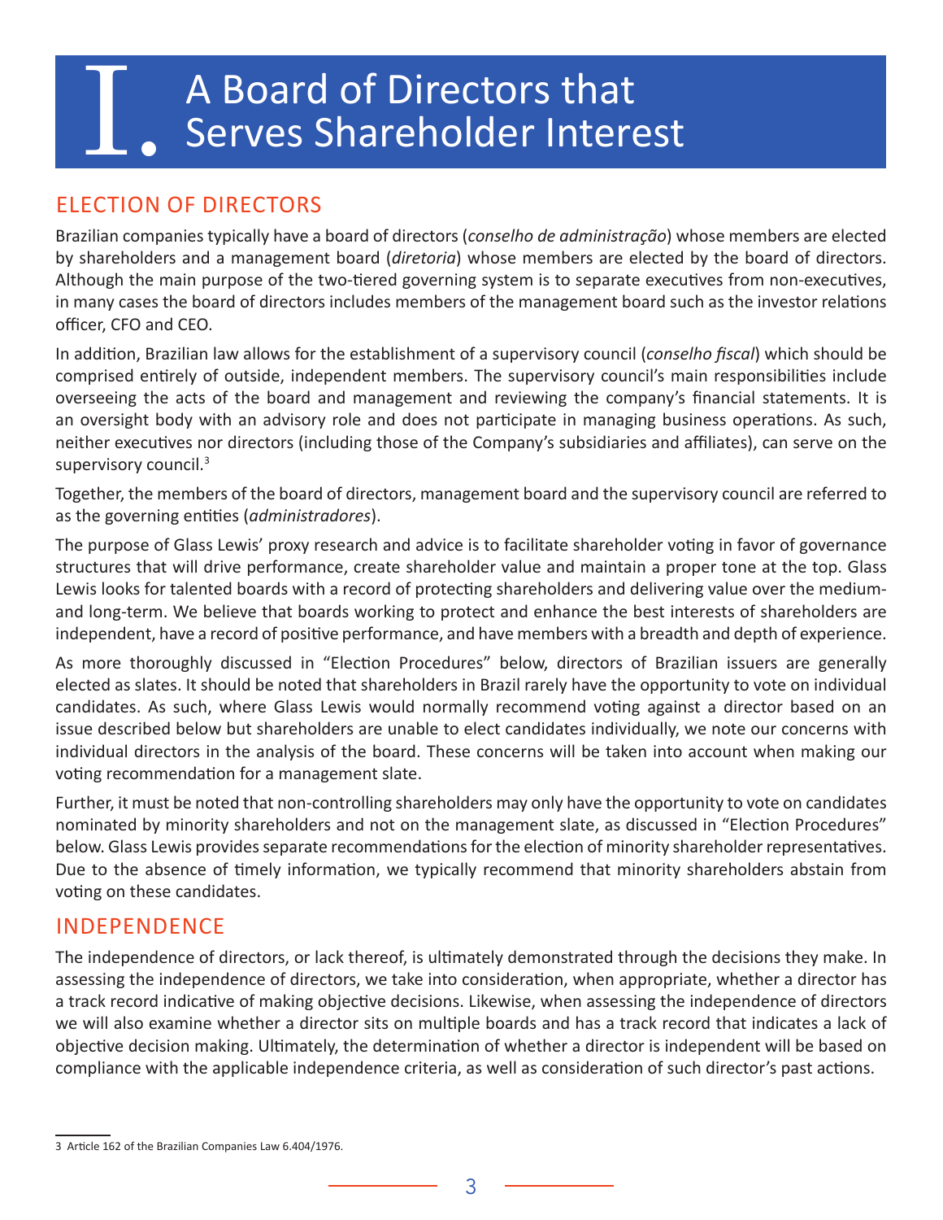# I. A Board of Directors that Serves Shareholder Interest

## ELECTION OF DIRECTORS

Brazilian companies typically have a board of directors (*conselho de administração*) whose members are elected by shareholders and a management board (*diretoria*) whose members are elected by the board of directors. Although the main purpose of the two-tiered governing system is to separate executives from non-executives, in many cases the board of directors includes members of the management board such as the investor relations officer, CFO and CEO.

In addition, Brazilian law allows for the establishment of a supervisory council (*conselho fiscal*) which should be comprised entirely of outside, independent members. The supervisory council's main responsibilities include overseeing the acts of the board and management and reviewing the company's financial statements. It is an oversight body with an advisory role and does not participate in managing business operations. As such, neither executives nor directors (including those of the Company's subsidiaries and affiliates), can serve on the supervisory council.[3]

Together, the members of the board of directors, management board and the supervisory council are referred to as the governing entities (*administradores*).

The purpose of Glass Lewis' proxy research and advice is to facilitate shareholder voting in favor of governance structures that will drive performance, create shareholder value and maintain a proper tone at the top. Glass Lewis looks for talented boards with a record of protecting shareholders and delivering value over the medium- and long-term. We believe that boards working to protect and enhance the best interests of shareholders are independent, have a record of positive performance, and have members with a breadth and depth of experience.

As more thoroughly discussed in "Election Procedures" below, directors of Brazilian issuers are generally elected as slates. It should be noted that shareholders in Brazil rarely have the opportunity to vote on individual candidates. As such, where Glass Lewis would normally recommend voting against a director based on an issue described below but shareholders are unable to elect candidates individually, we note our concerns with individual directors in the analysis of the board. These concerns will be taken into account when making our voting recommendation for a management slate.

Further, it must be noted that non-controlling shareholders may only have the opportunity to vote on candidates nominated by minority shareholders and not on the management slate, as discussed in "Election Procedures" below. Glass Lewis provides separate recommendations for the election of minority shareholder representatives. Due to the absence of timely information, we typically recommend that minority shareholders abstain from voting on these candidates.

## INDEPENDENCE

The independence of directors, or lack thereof, is ultimately demonstrated through the decisions they make. In assessing the independence of directors, we take into consideration, when appropriate, whether a director has a track record indicative of making objective decisions. Likewise, when assessing the independence of directors we will also examine whether a director sits on multiple boards and has a track record that indicates a lack of objective decision making. Ultimately, the determination of whether a director is independent will be based on compliance with the applicable independence criteria, as well as consideration of such director's past actions.

---

3 Article 162 of the Brazilian Companies Law 6.404/1976.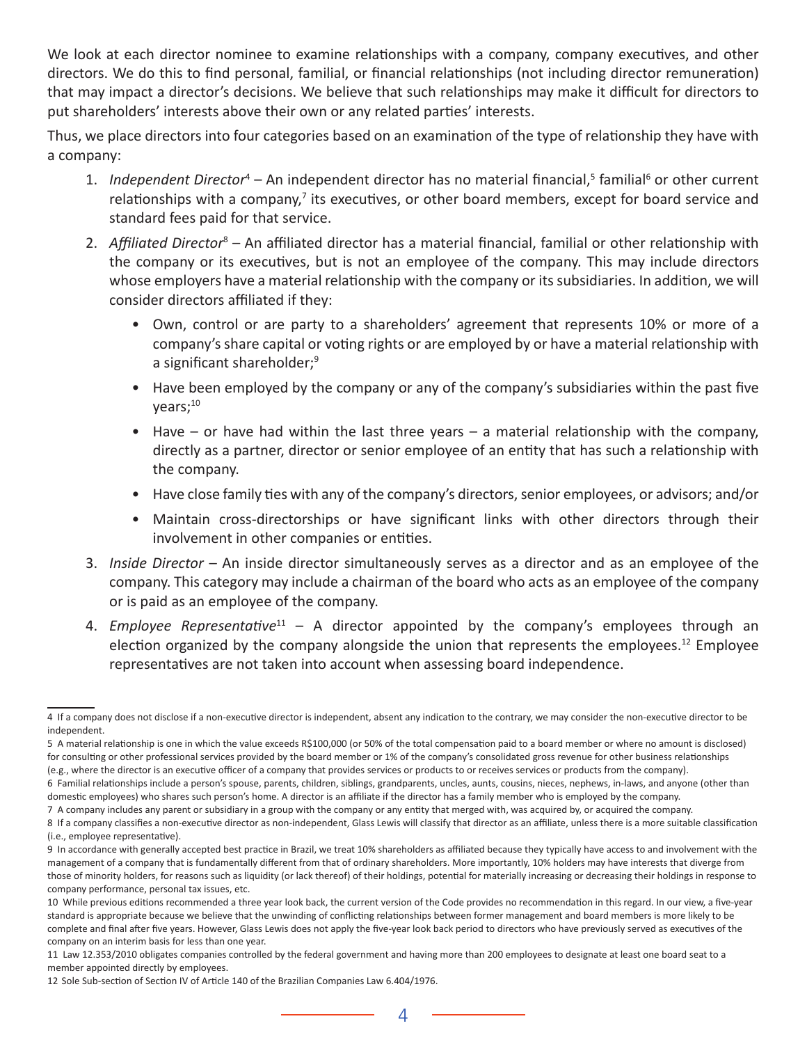We look at each director nominee to examine relationships with a company, company executives, and other directors. We do this to find personal, familial, or financial relationships (not including director remuneration) that may impact a director's decisions. We believe that such relationships may make it difficult for directors to put shareholders' interests above their own or any related parties' interests.

Thus, we place directors into four categories based on an examination of the type of relationship they have with a company:

1. *Independent Director*[4] – An independent director has no material financial,[5] familial[6] or other current relationships with a company,[7] its executives, or other board members, except for board service and standard fees paid for that service.
2. *Affiliated Director*[8] – An affiliated director has a material financial, familial or other relationship with the company or its executives, but is not an employee of the company. This may include directors whose employers have a material relationship with the company or its subsidiaries. In addition, we will consider directors affiliated if they:
   - Own, control or are party to a shareholders' agreement that represents 10% or more of a company's share capital or voting rights or are employed by or have a material relationship with a significant shareholder;[9]
   - Have been employed by the company or any of the company's subsidiaries within the past five years;[10]
   - Have – or have had within the last three years – a material relationship with the company, directly as a partner, director or senior employee of an entity that has such a relationship with the company.
   - Have close family ties with any of the company's directors, senior employees, or advisors; and/or
   - Maintain cross-directorships or have significant links with other directors through their involvement in other companies or entities.
3. *Inside Director* – An inside director simultaneously serves as a director and as an employee of the company. This category may include a chairman of the board who acts as an employee of the company or is paid as an employee of the company.
4. *Employee Representative*[11] – A director appointed by the company's employees through an election organized by the company alongside the union that represents the employees.[12] Employee representatives are not taken into account when assessing board independence.

---

4 If a company does not disclose if a non-executive director is independent, absent any indication to the contrary, we may consider the non-executive director to be independent.

5 A material relationship is one in which the value exceeds R$100,000 (or 50% of the total compensation paid to a board member or where no amount is disclosed) for consulting or other professional services provided by the board member or 1% of the company's consolidated gross revenue for other business relationships (e.g., where the director is an executive officer of a company that provides services or products to or receives services or products from the company).

6 Familial relationships include a person's spouse, parents, children, siblings, grandparents, uncles, aunts, cousins, nieces, nephews, in-laws, and anyone (other than domestic employees) who shares such person's home. A director is an affiliate if the director has a family member who is employed by the company.

7 A company includes any parent or subsidiary in a group with the company or any entity that merged with, was acquired by, or acquired the company.

8 If a company classifies a non-executive director as non-independent, Glass Lewis will classify that director as an affiliate, unless there is a more suitable classification (i.e., employee representative).

9 In accordance with generally accepted best practice in Brazil, we treat 10% shareholders as affiliated because they typically have access to and involvement with the management of a company that is fundamentally different from that of ordinary shareholders. More importantly, 10% holders may have interests that diverge from those of minority holders, for reasons such as liquidity (or lack thereof) of their holdings, potential for materially increasing or decreasing their holdings in response to company performance, personal tax issues, etc.

10 While previous editions recommended a three year look back, the current version of the Code provides no recommendation in this regard. In our view, a five-year standard is appropriate because we believe that the unwinding of conflicting relationships between former management and board members is more likely to be complete and final after five years. However, Glass Lewis does not apply the five-year look back period to directors who have previously served as executives of the company on an interim basis for less than one year.

11 Law 12.353/2010 obligates companies controlled by the federal government and having more than 200 employees to designate at least one board seat to a member appointed directly by employees.

12 Sole Sub-section of Section IV of Article 140 of the Brazilian Companies Law 6.404/1976.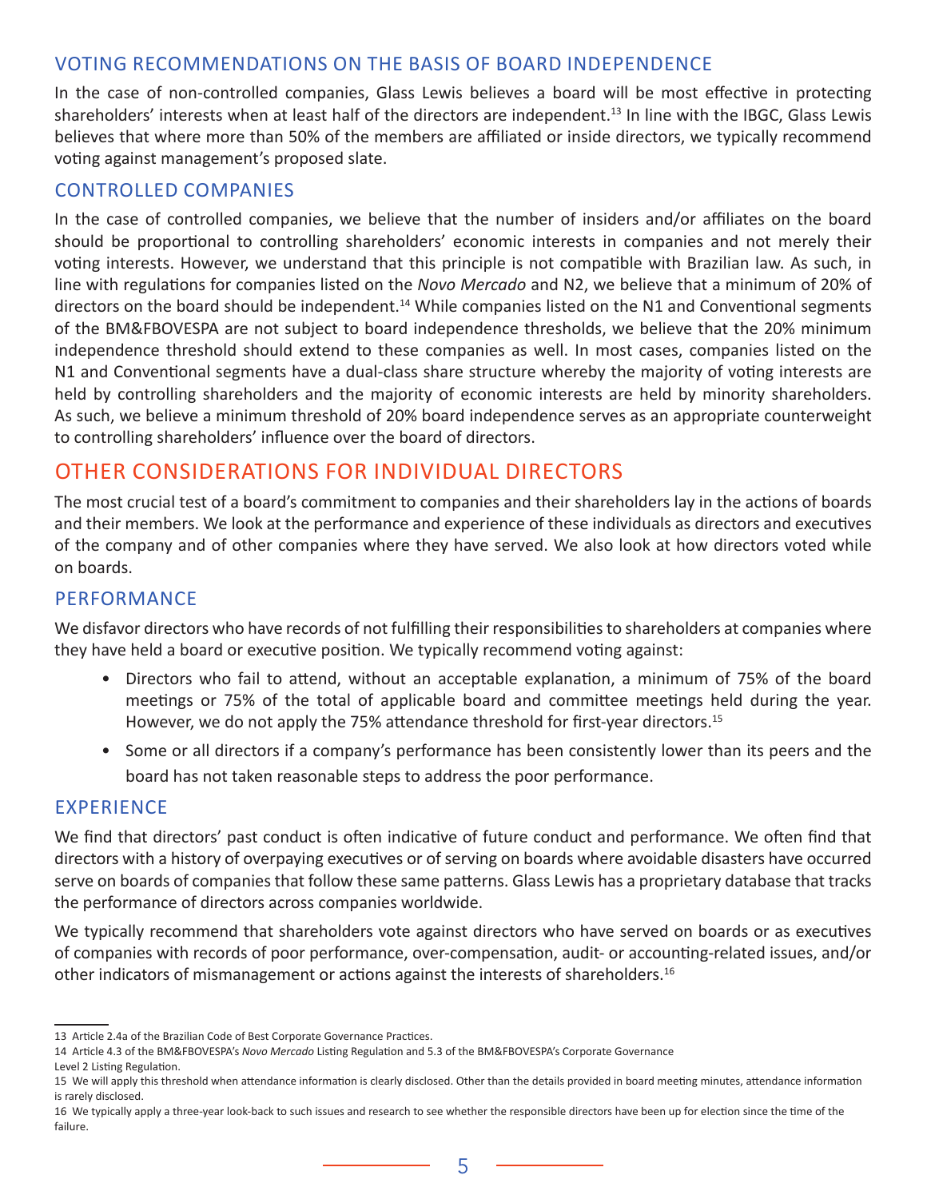### VOTING RECOMMENDATIONS ON THE BASIS OF BOARD INDEPENDENCE

In the case of non-controlled companies, Glass Lewis believes a board will be most effective in protecting shareholders' interests when at least half of the directors are independent.[13] In line with the IBGC, Glass Lewis believes that where more than 50% of the members are affiliated or inside directors, we typically recommend voting against management's proposed slate.

### CONTROLLED COMPANIES

In the case of controlled companies, we believe that the number of insiders and/or affiliates on the board should be proportional to controlling shareholders' economic interests in companies and not merely their voting interests. However, we understand that this principle is not compatible with Brazilian law. As such, in line with regulations for companies listed on the *Novo Mercado* and N2, we believe that a minimum of 20% of directors on the board should be independent.[14] While companies listed on the N1 and Conventional segments of the BM&FBOVESPA are not subject to board independence thresholds, we believe that the 20% minimum independence threshold should extend to these companies as well. In most cases, companies listed on the N1 and Conventional segments have a dual-class share structure whereby the majority of voting interests are held by controlling shareholders and the majority of economic interests are held by minority shareholders. As such, we believe a minimum threshold of 20% board independence serves as an appropriate counterweight to controlling shareholders' influence over the board of directors.

## OTHER CONSIDERATIONS FOR INDIVIDUAL DIRECTORS

The most crucial test of a board's commitment to companies and their shareholders lay in the actions of boards and their members. We look at the performance and experience of these individuals as directors and executives of the company and of other companies where they have served. We also look at how directors voted while on boards.

### PERFORMANCE

We disfavor directors who have records of not fulfilling their responsibilities to shareholders at companies where they have held a board or executive position. We typically recommend voting against:

- Directors who fail to attend, without an acceptable explanation, a minimum of 75% of the board meetings or 75% of the total of applicable board and committee meetings held during the year. However, we do not apply the 75% attendance threshold for first-year directors.[15]
- Some or all directors if a company's performance has been consistently lower than its peers and the board has not taken reasonable steps to address the poor performance.

### EXPERIENCE

We find that directors' past conduct is often indicative of future conduct and performance. We often find that directors with a history of overpaying executives or of serving on boards where avoidable disasters have occurred serve on boards of companies that follow these same patterns. Glass Lewis has a proprietary database that tracks the performance of directors across companies worldwide.

We typically recommend that shareholders vote against directors who have served on boards or as executives of companies with records of poor performance, over-compensation, audit- or accounting-related issues, and/or other indicators of mismanagement or actions against the interests of shareholders.[16]

---

13 Article 2.4a of the Brazilian Code of Best Corporate Governance Practices.

14 Article 4.3 of the BM&FBOVESPA's *Novo Mercado* Listing Regulation and 5.3 of the BM&FBOVESPA's Corporate Governance Level 2 Listing Regulation.

15 We will apply this threshold when attendance information is clearly disclosed. Other than the details provided in board meeting minutes, attendance information is rarely disclosed.

16 We typically apply a three-year look-back to such issues and research to see whether the responsible directors have been up for election since the time of the failure.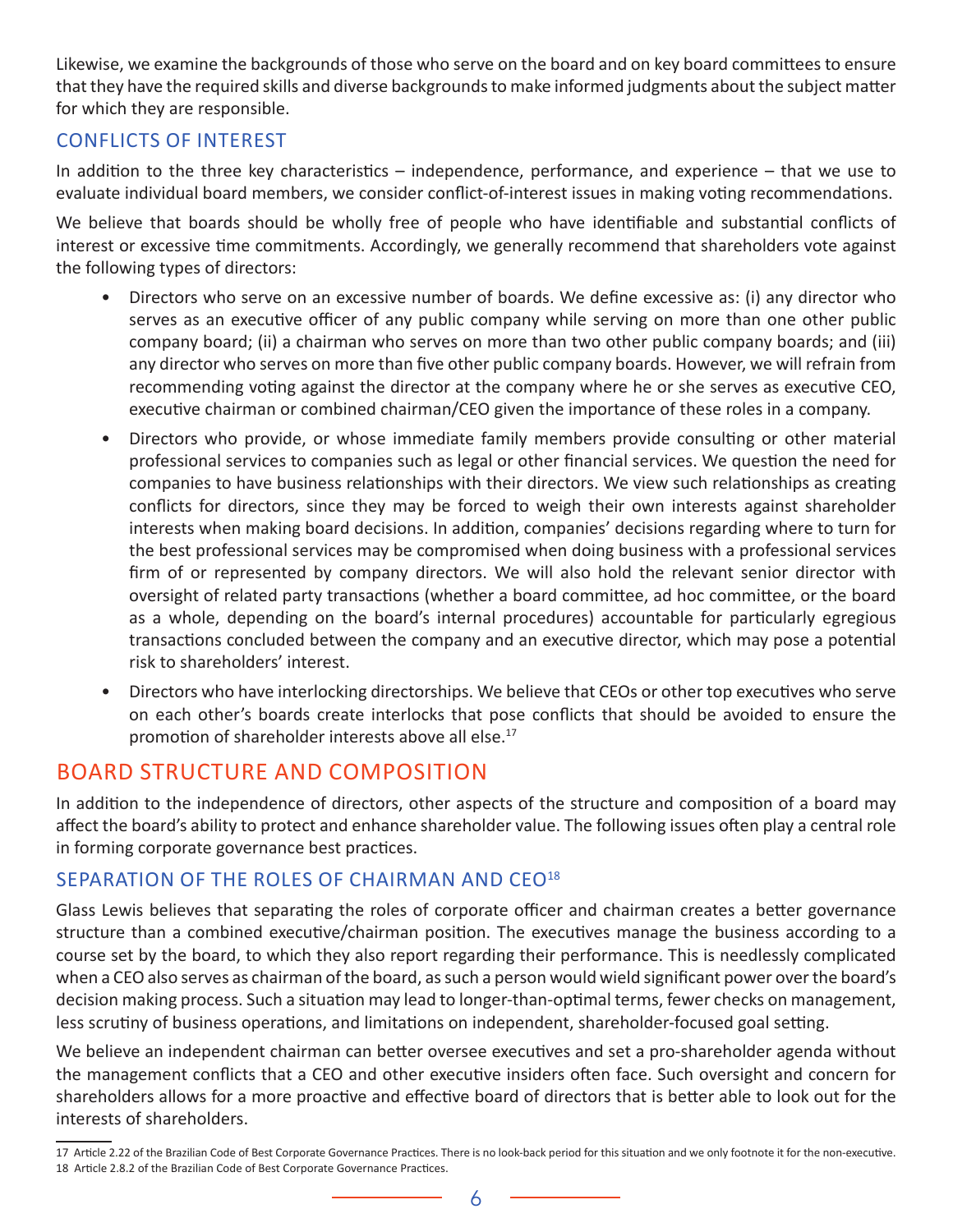Likewise, we examine the backgrounds of those who serve on the board and on key board committees to ensure that they have the required skills and diverse backgrounds to make informed judgments about the subject matter for which they are responsible.

### CONFLICTS OF INTEREST

In addition to the three key characteristics – independence, performance, and experience – that we use to evaluate individual board members, we consider conflict-of-interest issues in making voting recommendations.

We believe that boards should be wholly free of people who have identifiable and substantial conflicts of interest or excessive time commitments. Accordingly, we generally recommend that shareholders vote against the following types of directors:

- Directors who serve on an excessive number of boards. We define excessive as: (i) any director who serves as an executive officer of any public company while serving on more than one other public company board; (ii) a chairman who serves on more than two other public company boards; and (iii) any director who serves on more than five other public company boards. However, we will refrain from recommending voting against the director at the company where he or she serves as executive CEO, executive chairman or combined chairman/CEO given the importance of these roles in a company.
- Directors who provide, or whose immediate family members provide consulting or other material professional services to companies such as legal or other financial services. We question the need for companies to have business relationships with their directors. We view such relationships as creating conflicts for directors, since they may be forced to weigh their own interests against shareholder interests when making board decisions. In addition, companies' decisions regarding where to turn for the best professional services may be compromised when doing business with a professional services firm of or represented by company directors. We will also hold the relevant senior director with oversight of related party transactions (whether a board committee, ad hoc committee, or the board as a whole, depending on the board's internal procedures) accountable for particularly egregious transactions concluded between the company and an executive director, which may pose a potential risk to shareholders' interest.
- Directors who have interlocking directorships. We believe that CEOs or other top executives who serve on each other's boards create interlocks that pose conflicts that should be avoided to ensure the promotion of shareholder interests above all else.[17]

## BOARD STRUCTURE AND COMPOSITION

In addition to the independence of directors, other aspects of the structure and composition of a board may affect the board's ability to protect and enhance shareholder value. The following issues often play a central role in forming corporate governance best practices.

### SEPARATION OF THE ROLES OF CHAIRMAN AND CEO[18]

Glass Lewis believes that separating the roles of corporate officer and chairman creates a better governance structure than a combined executive/chairman position. The executives manage the business according to a course set by the board, to which they also report regarding their performance. This is needlessly complicated when a CEO also serves as chairman of the board, as such a person would wield significant power over the board's decision making process. Such a situation may lead to longer-than-optimal terms, fewer checks on management, less scrutiny of business operations, and limitations on independent, shareholder-focused goal setting.

We believe an independent chairman can better oversee executives and set a pro-shareholder agenda without the management conflicts that a CEO and other executive insiders often face. Such oversight and concern for shareholders allows for a more proactive and effective board of directors that is better able to look out for the interests of shareholders.

17 Article 2.22 of the Brazilian Code of Best Corporate Governance Practices. There is no look-back period for this situation and we only footnote it for the non-executive.
18 Article 2.8.2 of the Brazilian Code of Best Corporate Governance Practices.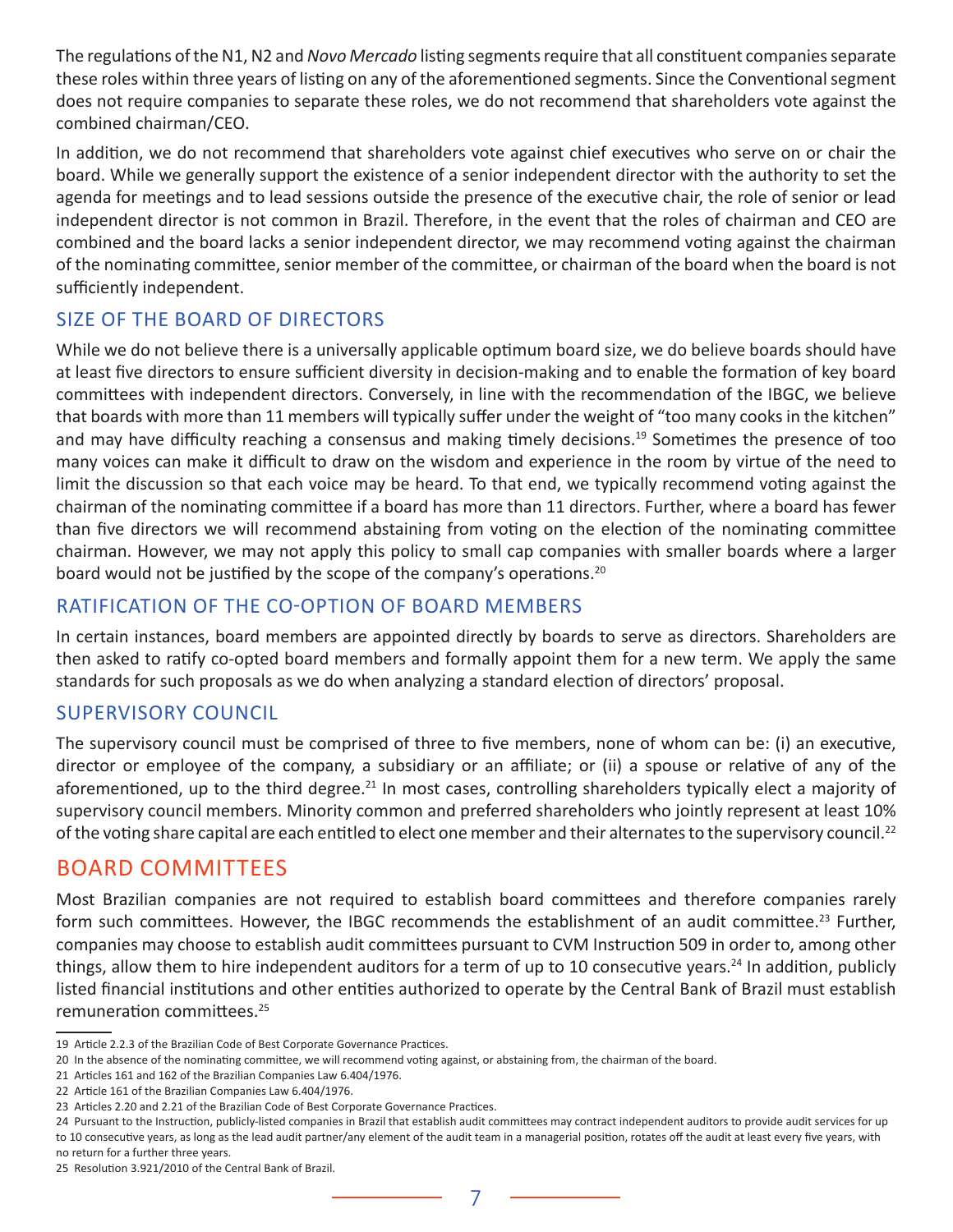The regulations of the N1, N2 and *Novo Mercado* listing segments require that all constituent companies separate these roles within three years of listing on any of the aforementioned segments. Since the Conventional segment does not require companies to separate these roles, we do not recommend that shareholders vote against the combined chairman/CEO.

In addition, we do not recommend that shareholders vote against chief executives who serve on or chair the board. While we generally support the existence of a senior independent director with the authority to set the agenda for meetings and to lead sessions outside the presence of the executive chair, the role of senior or lead independent director is not common in Brazil. Therefore, in the event that the roles of chairman and CEO are combined and the board lacks a senior independent director, we may recommend voting against the chairman of the nominating committee, senior member of the committee, or chairman of the board when the board is not sufficiently independent.

### SIZE OF THE BOARD OF DIRECTORS

While we do not believe there is a universally applicable optimum board size, we do believe boards should have at least five directors to ensure sufficient diversity in decision-making and to enable the formation of key board committees with independent directors. Conversely, in line with the recommendation of the IBGC, we believe that boards with more than 11 members will typically suffer under the weight of "too many cooks in the kitchen" and may have difficulty reaching a consensus and making timely decisions.[19] Sometimes the presence of too many voices can make it difficult to draw on the wisdom and experience in the room by virtue of the need to limit the discussion so that each voice may be heard. To that end, we typically recommend voting against the chairman of the nominating committee if a board has more than 11 directors. Further, where a board has fewer than five directors we will recommend abstaining from voting on the election of the nominating committee chairman. However, we may not apply this policy to small cap companies with smaller boards where a larger board would not be justified by the scope of the company's operations.[20]

### RATIFICATION OF THE CO-OPTION OF BOARD MEMBERS

In certain instances, board members are appointed directly by boards to serve as directors. Shareholders are then asked to ratify co-opted board members and formally appoint them for a new term. We apply the same standards for such proposals as we do when analyzing a standard election of directors' proposal.

### SUPERVISORY COUNCIL

The supervisory council must be comprised of three to five members, none of whom can be: (i) an executive, director or employee of the company, a subsidiary or an affiliate; or (ii) a spouse or relative of any of the aforementioned, up to the third degree.[21] In most cases, controlling shareholders typically elect a majority of supervisory council members. Minority common and preferred shareholders who jointly represent at least 10% of the voting share capital are each entitled to elect one member and their alternates to the supervisory council.[22]

## BOARD COMMITTEES

Most Brazilian companies are not required to establish board committees and therefore companies rarely form such committees. However, the IBGC recommends the establishment of an audit committee.[23] Further, companies may choose to establish audit committees pursuant to CVM Instruction 509 in order to, among other things, allow them to hire independent auditors for a term of up to 10 consecutive years.[24] In addition, publicly listed financial institutions and other entities authorized to operate by the Central Bank of Brazil must establish remuneration committees.[25]

---

19 Article 2.2.3 of the Brazilian Code of Best Corporate Governance Practices.

20 In the absence of the nominating committee, we will recommend voting against, or abstaining from, the chairman of the board.

21 Articles 161 and 162 of the Brazilian Companies Law 6.404/1976.

22 Article 161 of the Brazilian Companies Law 6.404/1976.

23 Articles 2.20 and 2.21 of the Brazilian Code of Best Corporate Governance Practices.

24 Pursuant to the Instruction, publicly-listed companies in Brazil that establish audit committees may contract independent auditors to provide audit services for up to 10 consecutive years, as long as the lead audit partner/any element of the audit team in a managerial position, rotates off the audit at least every five years, with no return for a further three years.

25 Resolution 3.921/2010 of the Central Bank of Brazil.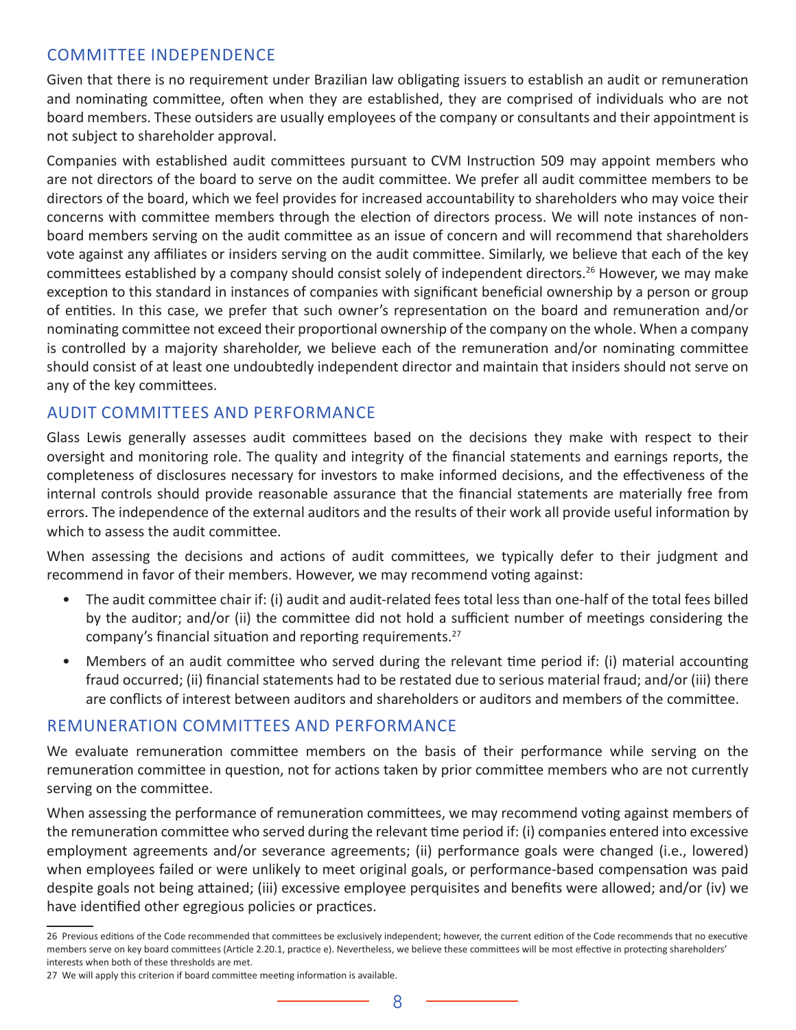## COMMITTEE INDEPENDENCE

Given that there is no requirement under Brazilian law obligating issuers to establish an audit or remuneration and nominating committee, often when they are established, they are comprised of individuals who are not board members. These outsiders are usually employees of the company or consultants and their appointment is not subject to shareholder approval.

Companies with established audit committees pursuant to CVM Instruction 509 may appoint members who are not directors of the board to serve on the audit committee. We prefer all audit committee members to be directors of the board, which we feel provides for increased accountability to shareholders who may voice their concerns with committee members through the election of directors process. We will note instances of non-board members serving on the audit committee as an issue of concern and will recommend that shareholders vote against any affiliates or insiders serving on the audit committee. Similarly, we believe that each of the key committees established by a company should consist solely of independent directors.[26] However, we may make exception to this standard in instances of companies with significant beneficial ownership by a person or group of entities. In this case, we prefer that such owner's representation on the board and remuneration and/or nominating committee not exceed their proportional ownership of the company on the whole. When a company is controlled by a majority shareholder, we believe each of the remuneration and/or nominating committee should consist of at least one undoubtedly independent director and maintain that insiders should not serve on any of the key committees.

## AUDIT COMMITTEES AND PERFORMANCE

Glass Lewis generally assesses audit committees based on the decisions they make with respect to their oversight and monitoring role. The quality and integrity of the financial statements and earnings reports, the completeness of disclosures necessary for investors to make informed decisions, and the effectiveness of the internal controls should provide reasonable assurance that the financial statements are materially free from errors. The independence of the external auditors and the results of their work all provide useful information by which to assess the audit committee.

When assessing the decisions and actions of audit committees, we typically defer to their judgment and recommend in favor of their members. However, we may recommend voting against:

- The audit committee chair if: (i) audit and audit-related fees total less than one-half of the total fees billed by the auditor; and/or (ii) the committee did not hold a sufficient number of meetings considering the company's financial situation and reporting requirements.[27]
- Members of an audit committee who served during the relevant time period if: (i) material accounting fraud occurred; (ii) financial statements had to be restated due to serious material fraud; and/or (iii) there are conflicts of interest between auditors and shareholders or auditors and members of the committee.

## REMUNERATION COMMITTEES AND PERFORMANCE

We evaluate remuneration committee members on the basis of their performance while serving on the remuneration committee in question, not for actions taken by prior committee members who are not currently serving on the committee.

When assessing the performance of remuneration committees, we may recommend voting against members of the remuneration committee who served during the relevant time period if: (i) companies entered into excessive employment agreements and/or severance agreements; (ii) performance goals were changed (i.e., lowered) when employees failed or were unlikely to meet original goals, or performance-based compensation was paid despite goals not being attained; (iii) excessive employee perquisites and benefits were allowed; and/or (iv) we have identified other egregious policies or practices.

---

26 Previous editions of the Code recommended that committees be exclusively independent; however, the current edition of the Code recommends that no executive members serve on key board committees (Article 2.20.1, practice e). Nevertheless, we believe these committees will be most effective in protecting shareholders' interests when both of these thresholds are met.

27 We will apply this criterion if board committee meeting information is available.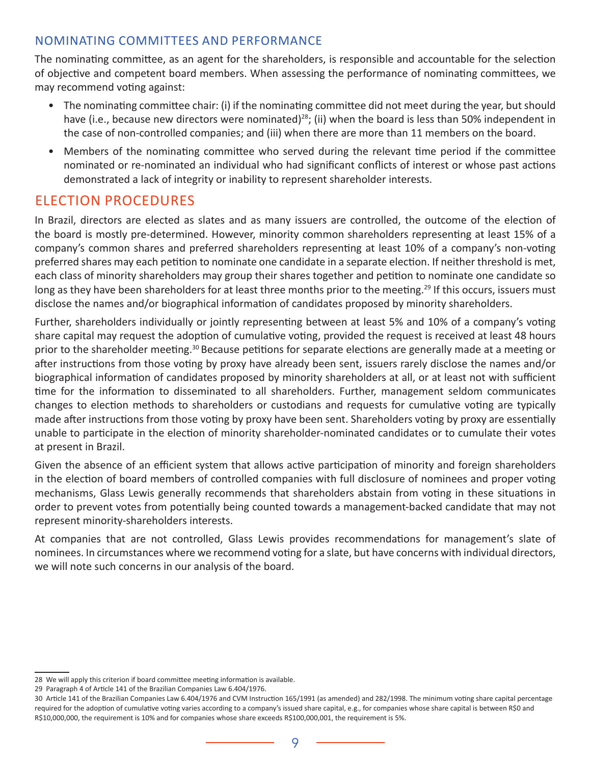## NOMINATING COMMITTEES AND PERFORMANCE

The nominating committee, as an agent for the shareholders, is responsible and accountable for the selection of objective and competent board members. When assessing the performance of nominating committees, we may recommend voting against:

- The nominating committee chair: (i) if the nominating committee did not meet during the year, but should have (i.e., because new directors were nominated)[28]; (ii) when the board is less than 50% independent in the case of non-controlled companies; and (iii) when there are more than 11 members on the board.
- Members of the nominating committee who served during the relevant time period if the committee nominated or re-nominated an individual who had significant conflicts of interest or whose past actions demonstrated a lack of integrity or inability to represent shareholder interests.

# ELECTION PROCEDURES

In Brazil, directors are elected as slates and as many issuers are controlled, the outcome of the election of the board is mostly pre-determined. However, minority common shareholders representing at least 15% of a company's common shares and preferred shareholders representing at least 10% of a company's non-voting preferred shares may each petition to nominate one candidate in a separate election. If neither threshold is met, each class of minority shareholders may group their shares together and petition to nominate one candidate so long as they have been shareholders for at least three months prior to the meeting.[29] If this occurs, issuers must disclose the names and/or biographical information of candidates proposed by minority shareholders.

Further, shareholders individually or jointly representing between at least 5% and 10% of a company's voting share capital may request the adoption of cumulative voting, provided the request is received at least 48 hours prior to the shareholder meeting.[30] Because petitions for separate elections are generally made at a meeting or after instructions from those voting by proxy have already been sent, issuers rarely disclose the names and/or biographical information of candidates proposed by minority shareholders at all, or at least not with sufficient time for the information to disseminated to all shareholders. Further, management seldom communicates changes to election methods to shareholders or custodians and requests for cumulative voting are typically made after instructions from those voting by proxy have been sent. Shareholders voting by proxy are essentially unable to participate in the election of minority shareholder-nominated candidates or to cumulate their votes at present in Brazil.

Given the absence of an efficient system that allows active participation of minority and foreign shareholders in the election of board members of controlled companies with full disclosure of nominees and proper voting mechanisms, Glass Lewis generally recommends that shareholders abstain from voting in these situations in order to prevent votes from potentially being counted towards a management-backed candidate that may not represent minority-shareholders interests.

At companies that are not controlled, Glass Lewis provides recommendations for management's slate of nominees. In circumstances where we recommend voting for a slate, but have concerns with individual directors, we will note such concerns in our analysis of the board.

---

28 We will apply this criterion if board committee meeting information is available.

29 Paragraph 4 of Article 141 of the Brazilian Companies Law 6.404/1976.

30 Article 141 of the Brazilian Companies Law 6.404/1976 and CVM Instruction 165/1991 (as amended) and 282/1998. The minimum voting share capital percentage required for the adoption of cumulative voting varies according to a company's issued share capital, e.g., for companies whose share capital is between R$0 and R$10,000,000, the requirement is 10% and for companies whose share exceeds R$100,000,001, the requirement is 5%.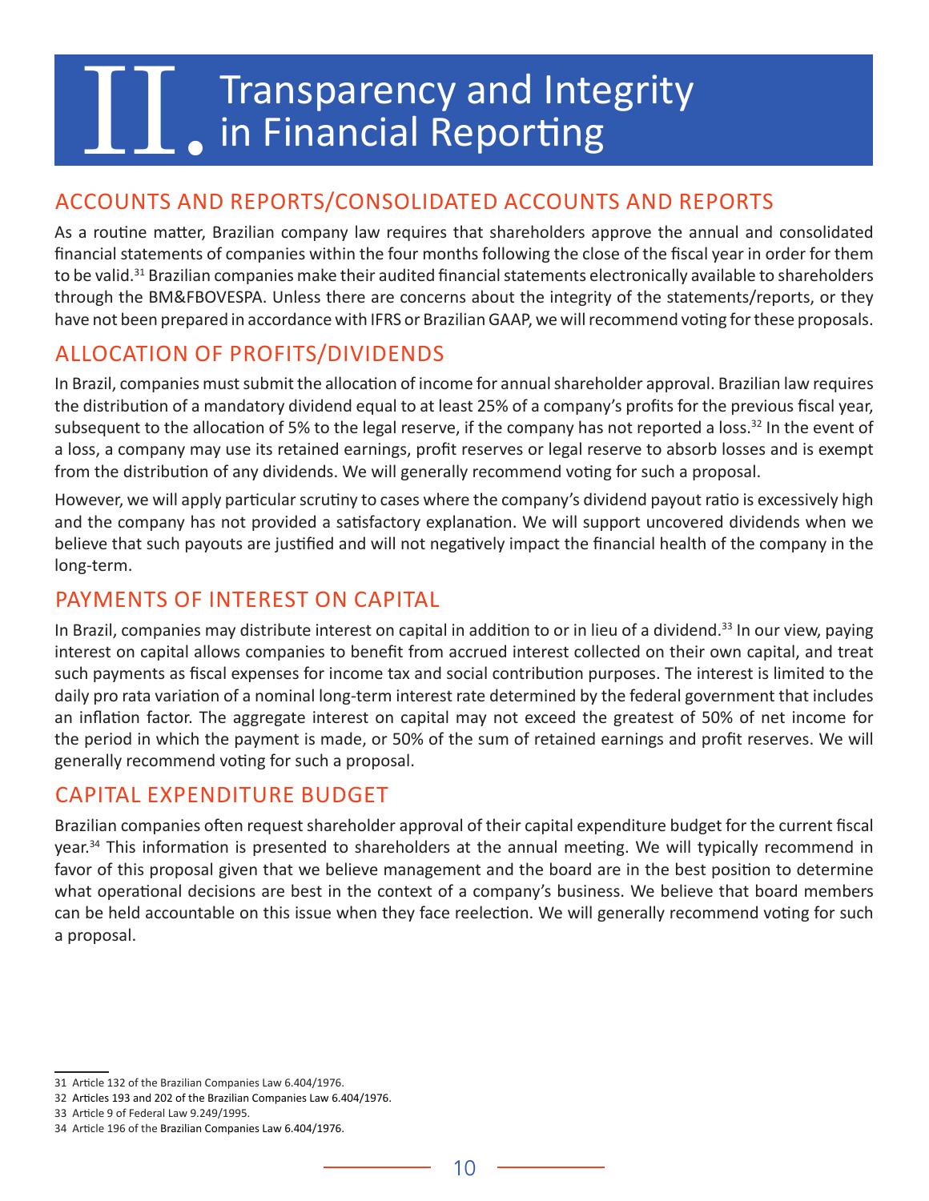# II. Transparency and Integrity in Financial Reporting

## ACCOUNTS AND REPORTS/CONSOLIDATED ACCOUNTS AND REPORTS

As a routine matter, Brazilian company law requires that shareholders approve the annual and consolidated financial statements of companies within the four months following the close of the fiscal year in order for them to be valid.[31] Brazilian companies make their audited financial statements electronically available to shareholders through the BM&FBOVESPA. Unless there are concerns about the integrity of the statements/reports, or they have not been prepared in accordance with IFRS or Brazilian GAAP, we will recommend voting for these proposals.

## ALLOCATION OF PROFITS/DIVIDENDS

In Brazil, companies must submit the allocation of income for annual shareholder approval. Brazilian law requires the distribution of a mandatory dividend equal to at least 25% of a company's profits for the previous fiscal year, subsequent to the allocation of 5% to the legal reserve, if the company has not reported a loss.[32] In the event of a loss, a company may use its retained earnings, profit reserves or legal reserve to absorb losses and is exempt from the distribution of any dividends. We will generally recommend voting for such a proposal.

However, we will apply particular scrutiny to cases where the company's dividend payout ratio is excessively high and the company has not provided a satisfactory explanation. We will support uncovered dividends when we believe that such payouts are justified and will not negatively impact the financial health of the company in the long-term.

## PAYMENTS OF INTEREST ON CAPITAL

In Brazil, companies may distribute interest on capital in addition to or in lieu of a dividend.[33] In our view, paying interest on capital allows companies to benefit from accrued interest collected on their own capital, and treat such payments as fiscal expenses for income tax and social contribution purposes. The interest is limited to the daily pro rata variation of a nominal long-term interest rate determined by the federal government that includes an inflation factor. The aggregate interest on capital may not exceed the greatest of 50% of net income for the period in which the payment is made, or 50% of the sum of retained earnings and profit reserves. We will generally recommend voting for such a proposal.

## CAPITAL EXPENDITURE BUDGET

Brazilian companies often request shareholder approval of their capital expenditure budget for the current fiscal year.[34] This information is presented to shareholders at the annual meeting. We will typically recommend in favor of this proposal given that we believe management and the board are in the best position to determine what operational decisions are best in the context of a company's business. We believe that board members can be held accountable on this issue when they face reelection. We will generally recommend voting for such a proposal.

---

31 Article 132 of the Brazilian Companies Law 6.404/1976.

32 Articles 193 and 202 of the Brazilian Companies Law 6.404/1976.

33 Article 9 of Federal Law 9.249/1995.

34 Article 196 of the Brazilian Companies Law 6.404/1976.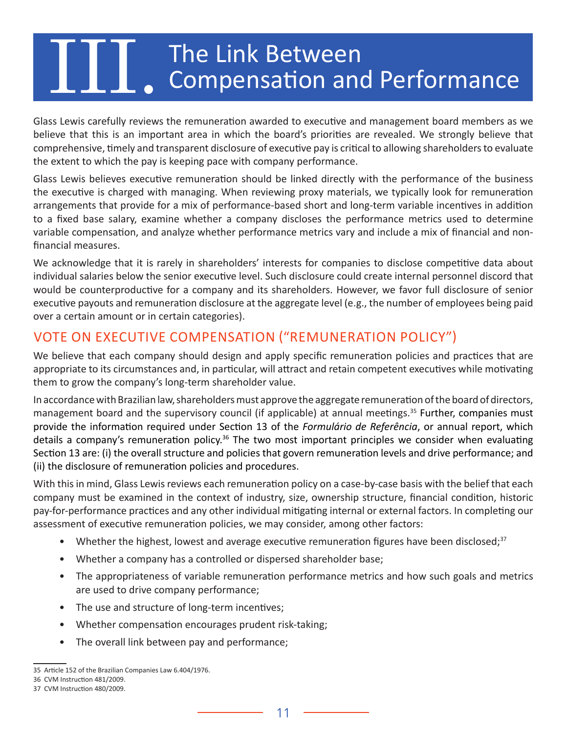# III. The Link Between Compensation and Performance

Glass Lewis carefully reviews the remuneration awarded to executive and management board members as we believe that this is an important area in which the board's priorities are revealed. We strongly believe that comprehensive, timely and transparent disclosure of executive pay is critical to allowing shareholders to evaluate the extent to which the pay is keeping pace with company performance.

Glass Lewis believes executive remuneration should be linked directly with the performance of the business the executive is charged with managing. When reviewing proxy materials, we typically look for remuneration arrangements that provide for a mix of performance-based short and long-term variable incentives in addition to a fixed base salary, examine whether a company discloses the performance metrics used to determine variable compensation, and analyze whether performance metrics vary and include a mix of financial and non-financial measures.

We acknowledge that it is rarely in shareholders' interests for companies to disclose competitive data about individual salaries below the senior executive level. Such disclosure could create internal personnel discord that would be counterproductive for a company and its shareholders. However, we favor full disclosure of senior executive payouts and remuneration disclosure at the aggregate level (e.g., the number of employees being paid over a certain amount or in certain categories).

## VOTE ON EXECUTIVE COMPENSATION ("REMUNERATION POLICY")

We believe that each company should design and apply specific remuneration policies and practices that are appropriate to its circumstances and, in particular, will attract and retain competent executives while motivating them to grow the company's long-term shareholder value.

In accordance with Brazilian law, shareholders must approve the aggregate remuneration of the board of directors, management board and the supervisory council (if applicable) at annual meetings.[35] Further, companies must provide the information required under Section 13 of the *Formulário de Referência*, or annual report, which details a company's remuneration policy.[36] The two most important principles we consider when evaluating Section 13 are: (i) the overall structure and policies that govern remuneration levels and drive performance; and (ii) the disclosure of remuneration policies and procedures.

With this in mind, Glass Lewis reviews each remuneration policy on a case-by-case basis with the belief that each company must be examined in the context of industry, size, ownership structure, financial condition, historic pay-for-performance practices and any other individual mitigating internal or external factors. In completing our assessment of executive remuneration policies, we may consider, among other factors:

- Whether the highest, lowest and average executive remuneration figures have been disclosed;[37]
- Whether a company has a controlled or dispersed shareholder base;
- The appropriateness of variable remuneration performance metrics and how such goals and metrics are used to drive company performance;
- The use and structure of long-term incentives;
- Whether compensation encourages prudent risk-taking;
- The overall link between pay and performance;

35 Article 152 of the Brazilian Companies Law 6.404/1976.

36 CVM Instruction 481/2009.

37 CVM Instruction 480/2009.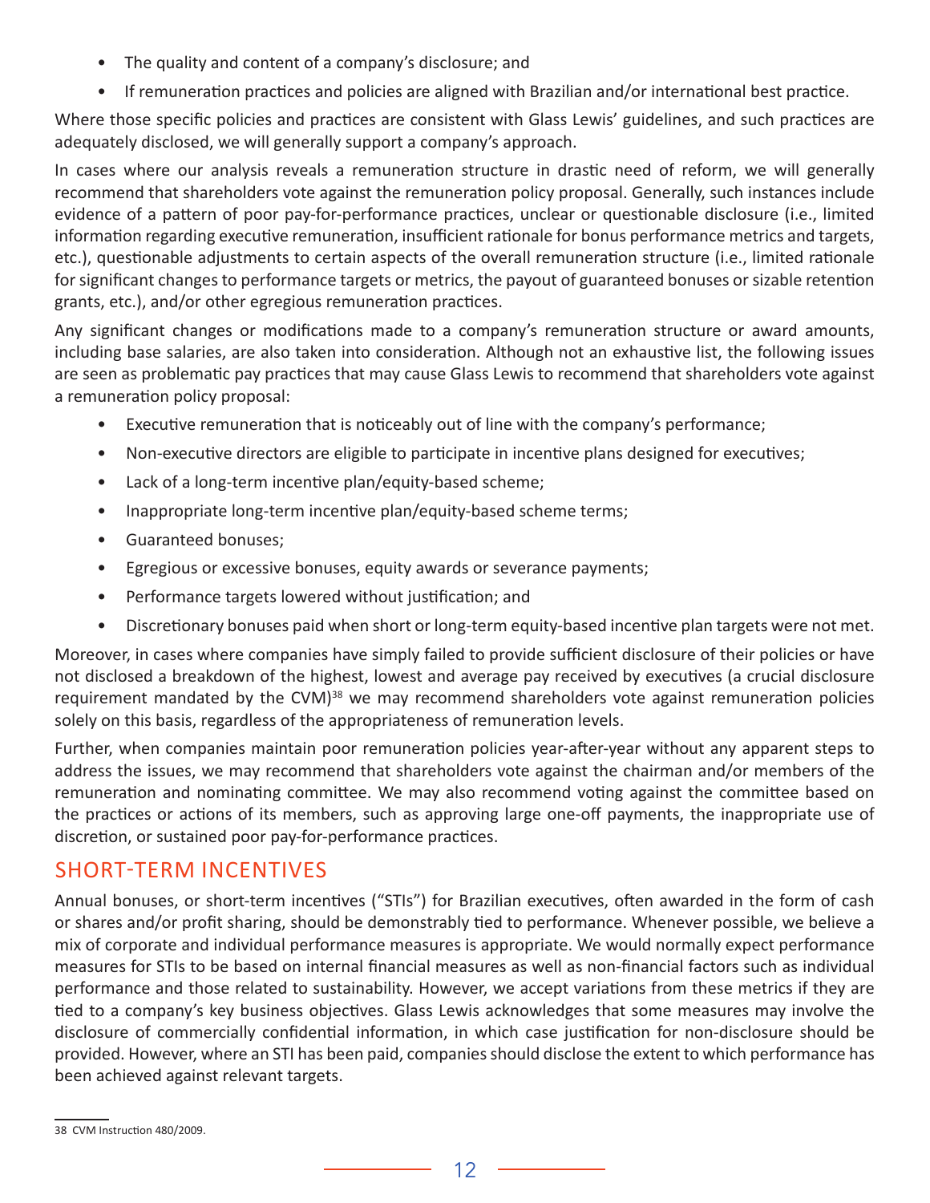- The quality and content of a company's disclosure; and
- If remuneration practices and policies are aligned with Brazilian and/or international best practice.

Where those specific policies and practices are consistent with Glass Lewis' guidelines, and such practices are adequately disclosed, we will generally support a company's approach.

In cases where our analysis reveals a remuneration structure in drastic need of reform, we will generally recommend that shareholders vote against the remuneration policy proposal. Generally, such instances include evidence of a pattern of poor pay-for-performance practices, unclear or questionable disclosure (i.e., limited information regarding executive remuneration, insufficient rationale for bonus performance metrics and targets, etc.), questionable adjustments to certain aspects of the overall remuneration structure (i.e., limited rationale for significant changes to performance targets or metrics, the payout of guaranteed bonuses or sizable retention grants, etc.), and/or other egregious remuneration practices.

Any significant changes or modifications made to a company's remuneration structure or award amounts, including base salaries, are also taken into consideration. Although not an exhaustive list, the following issues are seen as problematic pay practices that may cause Glass Lewis to recommend that shareholders vote against a remuneration policy proposal:

- Executive remuneration that is noticeably out of line with the company's performance;
- Non-executive directors are eligible to participate in incentive plans designed for executives;
- Lack of a long-term incentive plan/equity-based scheme;
- Inappropriate long-term incentive plan/equity-based scheme terms;
- Guaranteed bonuses;
- Egregious or excessive bonuses, equity awards or severance payments;
- Performance targets lowered without justification; and
- Discretionary bonuses paid when short or long-term equity-based incentive plan targets were not met.

Moreover, in cases where companies have simply failed to provide sufficient disclosure of their policies or have not disclosed a breakdown of the highest, lowest and average pay received by executives (a crucial disclosure requirement mandated by the CVM)[38] we may recommend shareholders vote against remuneration policies solely on this basis, regardless of the appropriateness of remuneration levels.

Further, when companies maintain poor remuneration policies year-after-year without any apparent steps to address the issues, we may recommend that shareholders vote against the chairman and/or members of the remuneration and nominating committee. We may also recommend voting against the committee based on the practices or actions of its members, such as approving large one-off payments, the inappropriate use of discretion, or sustained poor pay-for-performance practices.

## SHORT-TERM INCENTIVES

Annual bonuses, or short-term incentives ("STIs") for Brazilian executives, often awarded in the form of cash or shares and/or profit sharing, should be demonstrably tied to performance. Whenever possible, we believe a mix of corporate and individual performance measures is appropriate. We would normally expect performance measures for STIs to be based on internal financial measures as well as non-financial factors such as individual performance and those related to sustainability. However, we accept variations from these metrics if they are tied to a company's key business objectives. Glass Lewis acknowledges that some measures may involve the disclosure of commercially confidential information, in which case justification for non-disclosure should be provided. However, where an STI has been paid, companies should disclose the extent to which performance has been achieved against relevant targets.

---

38 CVM Instruction 480/2009.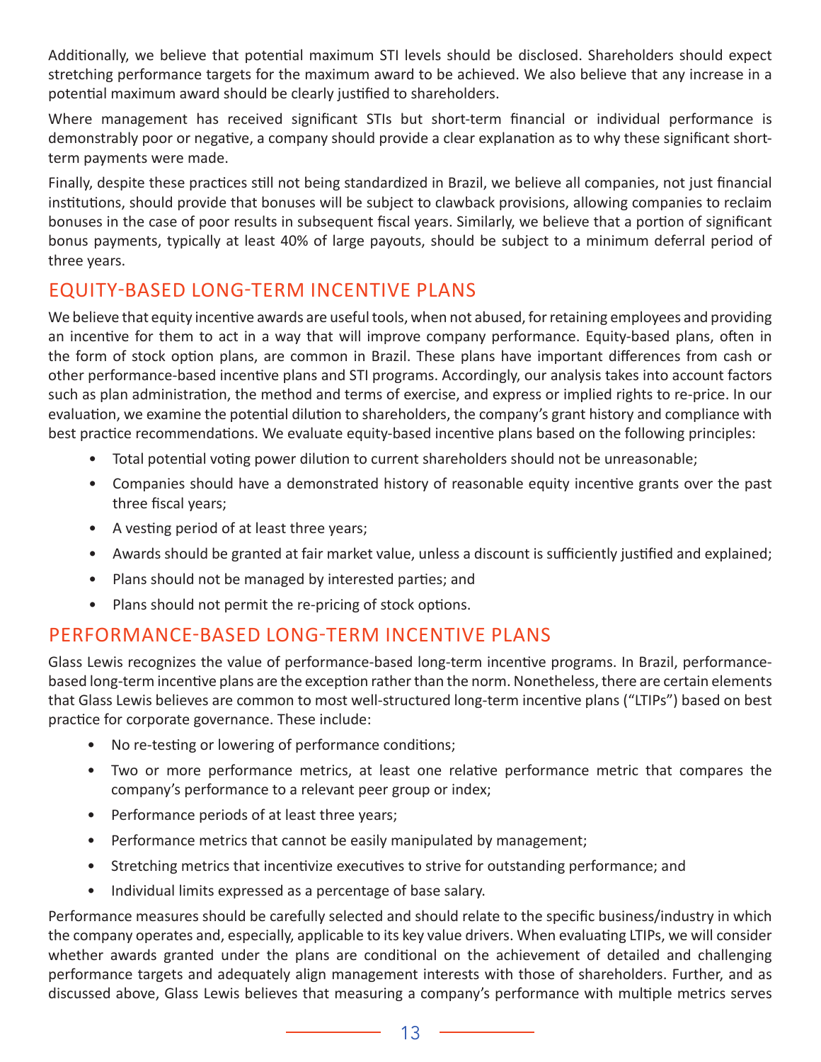Additionally, we believe that potential maximum STI levels should be disclosed. Shareholders should expect stretching performance targets for the maximum award to be achieved. We also believe that any increase in a potential maximum award should be clearly justified to shareholders.

Where management has received significant STIs but short-term financial or individual performance is demonstrably poor or negative, a company should provide a clear explanation as to why these significant short-term payments were made.

Finally, despite these practices still not being standardized in Brazil, we believe all companies, not just financial institutions, should provide that bonuses will be subject to clawback provisions, allowing companies to reclaim bonuses in the case of poor results in subsequent fiscal years. Similarly, we believe that a portion of significant bonus payments, typically at least 40% of large payouts, should be subject to a minimum deferral period of three years.

## EQUITY-BASED LONG-TERM INCENTIVE PLANS

We believe that equity incentive awards are useful tools, when not abused, for retaining employees and providing an incentive for them to act in a way that will improve company performance. Equity-based plans, often in the form of stock option plans, are common in Brazil. These plans have important differences from cash or other performance-based incentive plans and STI programs. Accordingly, our analysis takes into account factors such as plan administration, the method and terms of exercise, and express or implied rights to re-price. In our evaluation, we examine the potential dilution to shareholders, the company's grant history and compliance with best practice recommendations. We evaluate equity-based incentive plans based on the following principles:

- Total potential voting power dilution to current shareholders should not be unreasonable;
- Companies should have a demonstrated history of reasonable equity incentive grants over the past three fiscal years;
- A vesting period of at least three years;
- Awards should be granted at fair market value, unless a discount is sufficiently justified and explained;
- Plans should not be managed by interested parties; and
- Plans should not permit the re-pricing of stock options.

## PERFORMANCE-BASED LONG-TERM INCENTIVE PLANS

Glass Lewis recognizes the value of performance-based long-term incentive programs. In Brazil, performance-based long-term incentive plans are the exception rather than the norm. Nonetheless, there are certain elements that Glass Lewis believes are common to most well-structured long-term incentive plans ("LTIPs") based on best practice for corporate governance. These include:

- No re-testing or lowering of performance conditions;
- Two or more performance metrics, at least one relative performance metric that compares the company's performance to a relevant peer group or index;
- Performance periods of at least three years;
- Performance metrics that cannot be easily manipulated by management;
- Stretching metrics that incentivize executives to strive for outstanding performance; and
- Individual limits expressed as a percentage of base salary.

Performance measures should be carefully selected and should relate to the specific business/industry in which the company operates and, especially, applicable to its key value drivers. When evaluating LTIPs, we will consider whether awards granted under the plans are conditional on the achievement of detailed and challenging performance targets and adequately align management interests with those of shareholders. Further, and as discussed above, Glass Lewis believes that measuring a company's performance with multiple metrics serves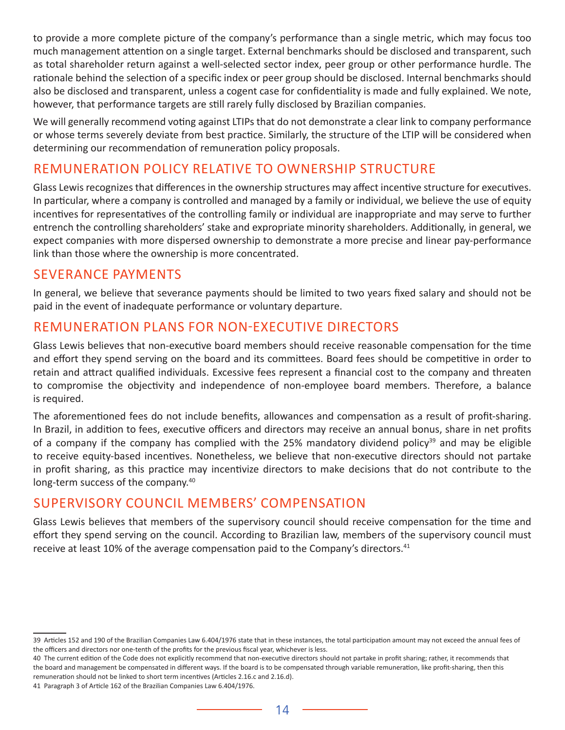to provide a more complete picture of the company's performance than a single metric, which may focus too much management attention on a single target. External benchmarks should be disclosed and transparent, such as total shareholder return against a well-selected sector index, peer group or other performance hurdle. The rationale behind the selection of a specific index or peer group should be disclosed. Internal benchmarks should also be disclosed and transparent, unless a cogent case for confidentiality is made and fully explained. We note, however, that performance targets are still rarely fully disclosed by Brazilian companies.

We will generally recommend voting against LTIPs that do not demonstrate a clear link to company performance or whose terms severely deviate from best practice. Similarly, the structure of the LTIP will be considered when determining our recommendation of remuneration policy proposals.

## REMUNERATION POLICY RELATIVE TO OWNERSHIP STRUCTURE

Glass Lewis recognizes that differences in the ownership structures may affect incentive structure for executives. In particular, where a company is controlled and managed by a family or individual, we believe the use of equity incentives for representatives of the controlling family or individual are inappropriate and may serve to further entrench the controlling shareholders' stake and expropriate minority shareholders. Additionally, in general, we expect companies with more dispersed ownership to demonstrate a more precise and linear pay-performance link than those where the ownership is more concentrated.

## SEVERANCE PAYMENTS

In general, we believe that severance payments should be limited to two years fixed salary and should not be paid in the event of inadequate performance or voluntary departure.

## REMUNERATION PLANS FOR NON-EXECUTIVE DIRECTORS

Glass Lewis believes that non-executive board members should receive reasonable compensation for the time and effort they spend serving on the board and its committees. Board fees should be competitive in order to retain and attract qualified individuals. Excessive fees represent a financial cost to the company and threaten to compromise the objectivity and independence of non-employee board members. Therefore, a balance is required.

The aforementioned fees do not include benefits, allowances and compensation as a result of profit-sharing. In Brazil, in addition to fees, executive officers and directors may receive an annual bonus, share in net profits of a company if the company has complied with the 25% mandatory dividend policy[39] and may be eligible to receive equity-based incentives. Nonetheless, we believe that non-executive directors should not partake in profit sharing, as this practice may incentivize directors to make decisions that do not contribute to the long-term success of the company.[40]

## SUPERVISORY COUNCIL MEMBERS' COMPENSATION

Glass Lewis believes that members of the supervisory council should receive compensation for the time and effort they spend serving on the council. According to Brazilian law, members of the supervisory council must receive at least 10% of the average compensation paid to the Company's directors.[41]

---

39 Articles 152 and 190 of the Brazilian Companies Law 6.404/1976 state that in these instances, the total participation amount may not exceed the annual fees of the officers and directors nor one-tenth of the profits for the previous fiscal year, whichever is less.

40 The current edition of the Code does not explicitly recommend that non-executive directors should not partake in profit sharing; rather, it recommends that the board and management be compensated in different ways. If the board is to be compensated through variable remuneration, like profit-sharing, then this remuneration should not be linked to short term incentives (Articles 2.16.c and 2.16.d).

41 Paragraph 3 of Article 162 of the Brazilian Companies Law 6.404/1976.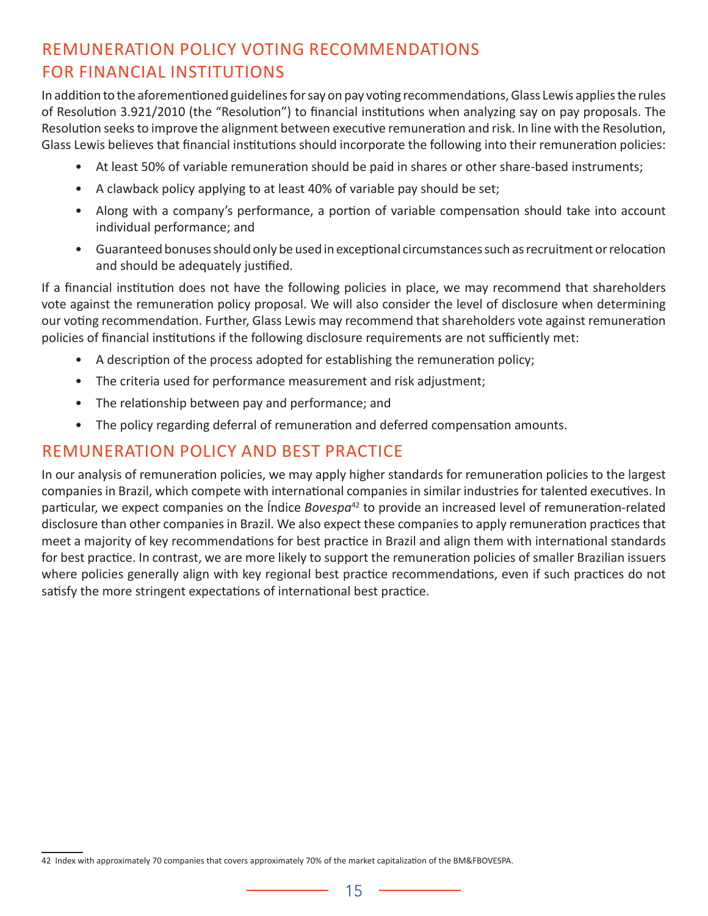## REMUNERATION POLICY VOTING RECOMMENDATIONS FOR FINANCIAL INSTITUTIONS

In addition to the aforementioned guidelines for say on pay voting recommendations, Glass Lewis applies the rules of Resolution 3.921/2010 (the "Resolution") to financial institutions when analyzing say on pay proposals. The Resolution seeks to improve the alignment between executive remuneration and risk. In line with the Resolution, Glass Lewis believes that financial institutions should incorporate the following into their remuneration policies:

- At least 50% of variable remuneration should be paid in shares or other share-based instruments;
- A clawback policy applying to at least 40% of variable pay should be set;
- Along with a company's performance, a portion of variable compensation should take into account individual performance; and
- Guaranteed bonuses should only be used in exceptional circumstances such as recruitment or relocation and should be adequately justified.

If a financial institution does not have the following policies in place, we may recommend that shareholders vote against the remuneration policy proposal. We will also consider the level of disclosure when determining our voting recommendation. Further, Glass Lewis may recommend that shareholders vote against remuneration policies of financial institutions if the following disclosure requirements are not sufficiently met:

- A description of the process adopted for establishing the remuneration policy;
- The criteria used for performance measurement and risk adjustment;
- The relationship between pay and performance; and
- The policy regarding deferral of remuneration and deferred compensation amounts.

## REMUNERATION POLICY AND BEST PRACTICE

In our analysis of remuneration policies, we may apply higher standards for remuneration policies to the largest companies in Brazil, which compete with international companies in similar industries for talented executives. In particular, we expect companies on the Índice *Bovespa*[42] to provide an increased level of remuneration-related disclosure than other companies in Brazil. We also expect these companies to apply remuneration practices that meet a majority of key recommendations for best practice in Brazil and align them with international standards for best practice. In contrast, we are more likely to support the remuneration policies of smaller Brazilian issuers where policies generally align with key regional best practice recommendations, even if such practices do not satisfy the more stringent expectations of international best practice.

---

42 Index with approximately 70 companies that covers approximately 70% of the market capitalization of the BM&FBOVESPA.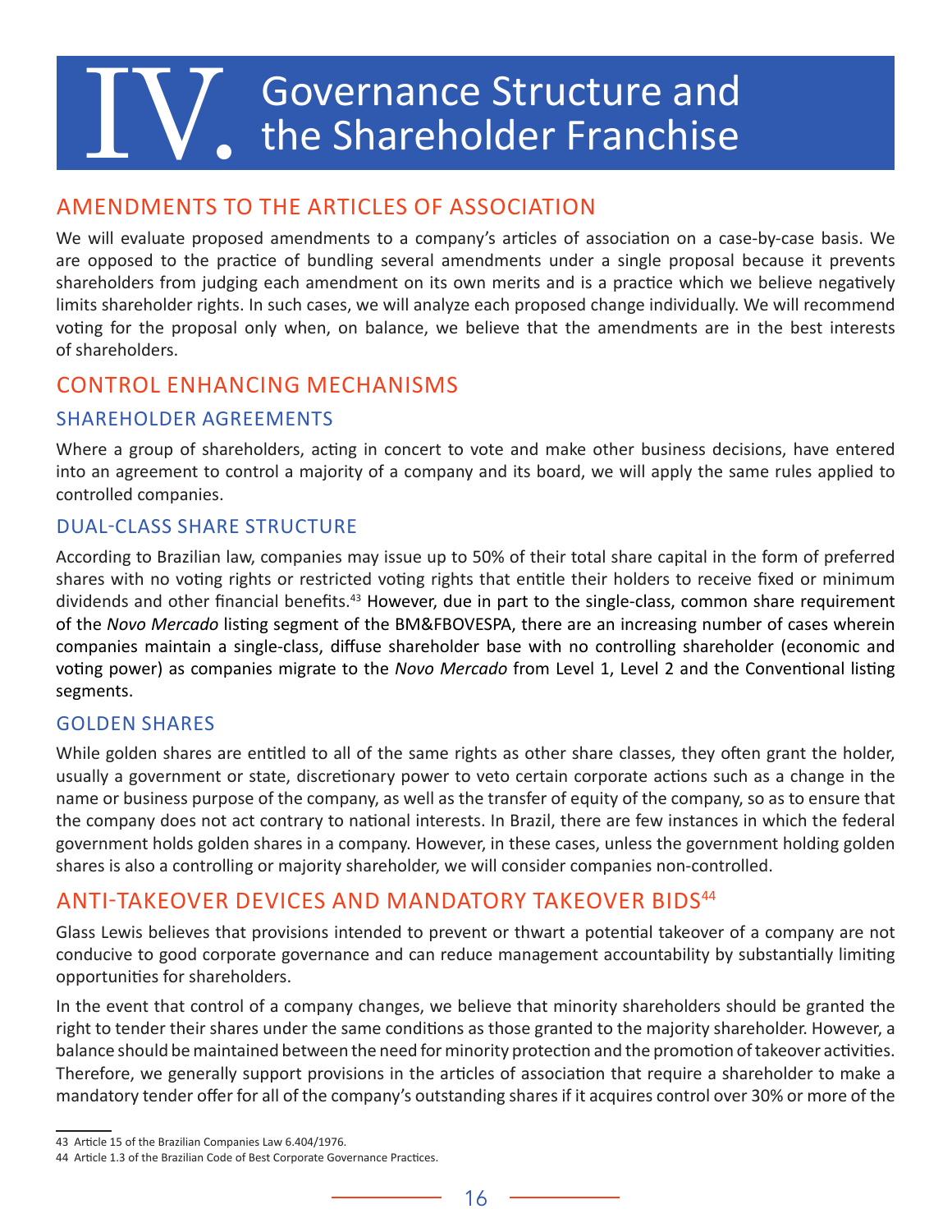# IV. Governance Structure and the Shareholder Franchise

## AMENDMENTS TO THE ARTICLES OF ASSOCIATION

We will evaluate proposed amendments to a company's articles of association on a case-by-case basis. We are opposed to the practice of bundling several amendments under a single proposal because it prevents shareholders from judging each amendment on its own merits and is a practice which we believe negatively limits shareholder rights. In such cases, we will analyze each proposed change individually. We will recommend voting for the proposal only when, on balance, we believe that the amendments are in the best interests of shareholders.

## CONTROL ENHANCING MECHANISMS

### SHAREHOLDER AGREEMENTS

Where a group of shareholders, acting in concert to vote and make other business decisions, have entered into an agreement to control a majority of a company and its board, we will apply the same rules applied to controlled companies.

### DUAL-CLASS SHARE STRUCTURE

According to Brazilian law, companies may issue up to 50% of their total share capital in the form of preferred shares with no voting rights or restricted voting rights that entitle their holders to receive fixed or minimum dividends and other financial benefits.[43] However, due in part to the single-class, common share requirement of the *Novo Mercado* listing segment of the BM&FBOVESPA, there are an increasing number of cases wherein companies maintain a single-class, diffuse shareholder base with no controlling shareholder (economic and voting power) as companies migrate to the *Novo Mercado* from Level 1, Level 2 and the Conventional listing segments.

### GOLDEN SHARES

While golden shares are entitled to all of the same rights as other share classes, they often grant the holder, usually a government or state, discretionary power to veto certain corporate actions such as a change in the name or business purpose of the company, as well as the transfer of equity of the company, so as to ensure that the company does not act contrary to national interests. In Brazil, there are few instances in which the federal government holds golden shares in a company. However, in these cases, unless the government holding golden shares is also a controlling or majority shareholder, we will consider companies non-controlled.

## ANTI-TAKEOVER DEVICES AND MANDATORY TAKEOVER BIDS[44]

Glass Lewis believes that provisions intended to prevent or thwart a potential takeover of a company are not conducive to good corporate governance and can reduce management accountability by substantially limiting opportunities for shareholders.

In the event that control of a company changes, we believe that minority shareholders should be granted the right to tender their shares under the same conditions as those granted to the majority shareholder. However, a balance should be maintained between the need for minority protection and the promotion of takeover activities. Therefore, we generally support provisions in the articles of association that require a shareholder to make a mandatory tender offer for all of the company's outstanding shares if it acquires control over 30% or more of the

---

43 Article 15 of the Brazilian Companies Law 6.404/1976.

44 Article 1.3 of the Brazilian Code of Best Corporate Governance Practices.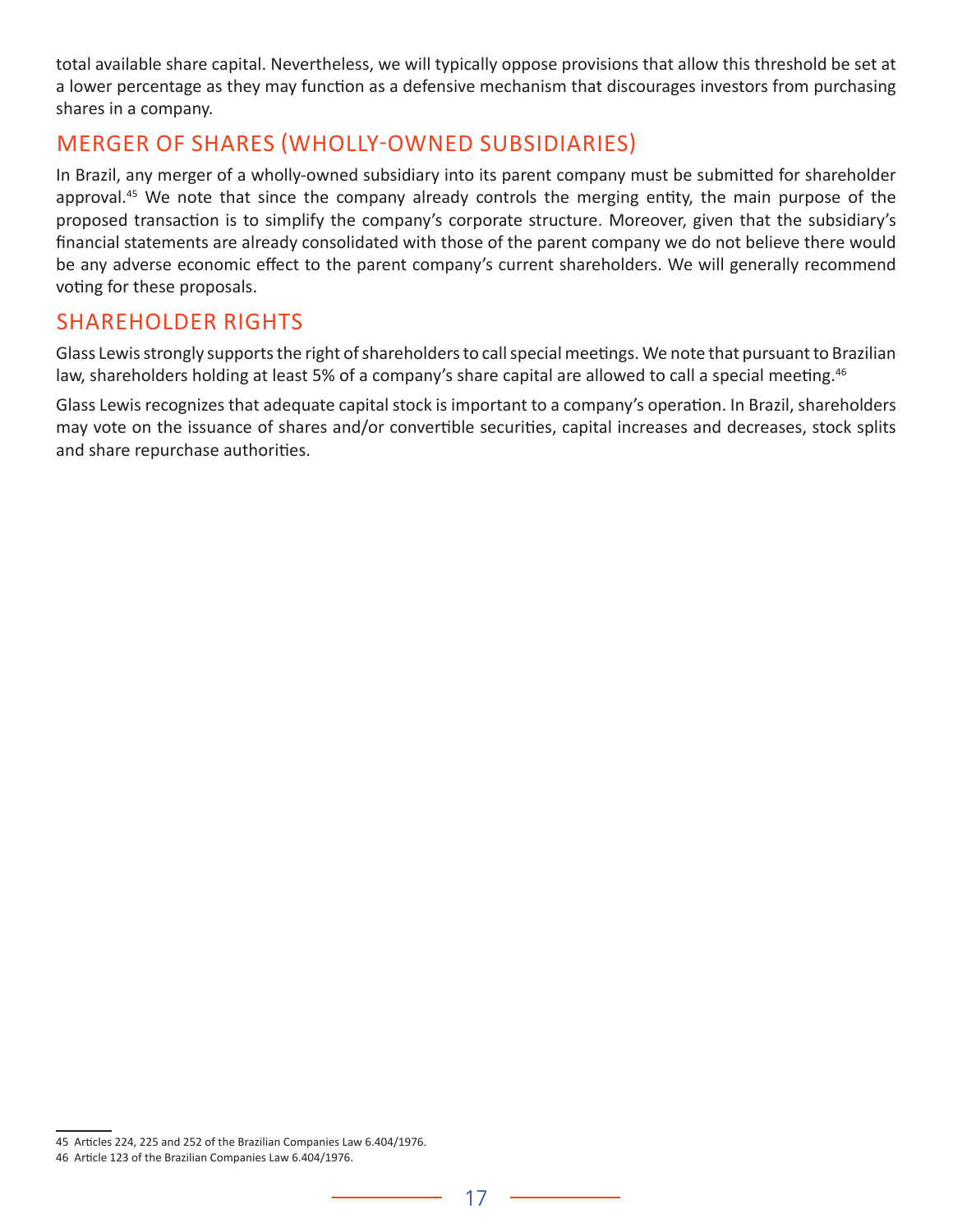total available share capital. Nevertheless, we will typically oppose provisions that allow this threshold be set at a lower percentage as they may function as a defensive mechanism that discourages investors from purchasing shares in a company.

## MERGER OF SHARES (WHOLLY-OWNED SUBSIDIARIES)

In Brazil, any merger of a wholly-owned subsidiary into its parent company must be submitted for shareholder approval.[45] We note that since the company already controls the merging entity, the main purpose of the proposed transaction is to simplify the company's corporate structure. Moreover, given that the subsidiary's financial statements are already consolidated with those of the parent company we do not believe there would be any adverse economic effect to the parent company's current shareholders. We will generally recommend voting for these proposals.

## SHAREHOLDER RIGHTS

Glass Lewis strongly supports the right of shareholders to call special meetings. We note that pursuant to Brazilian law, shareholders holding at least 5% of a company's share capital are allowed to call a special meeting.[46]

Glass Lewis recognizes that adequate capital stock is important to a company's operation. In Brazil, shareholders may vote on the issuance of shares and/or convertible securities, capital increases and decreases, stock splits and share repurchase authorities.

---

45 Articles 224, 225 and 252 of the Brazilian Companies Law 6.404/1976.

46 Article 123 of the Brazilian Companies Law 6.404/1976.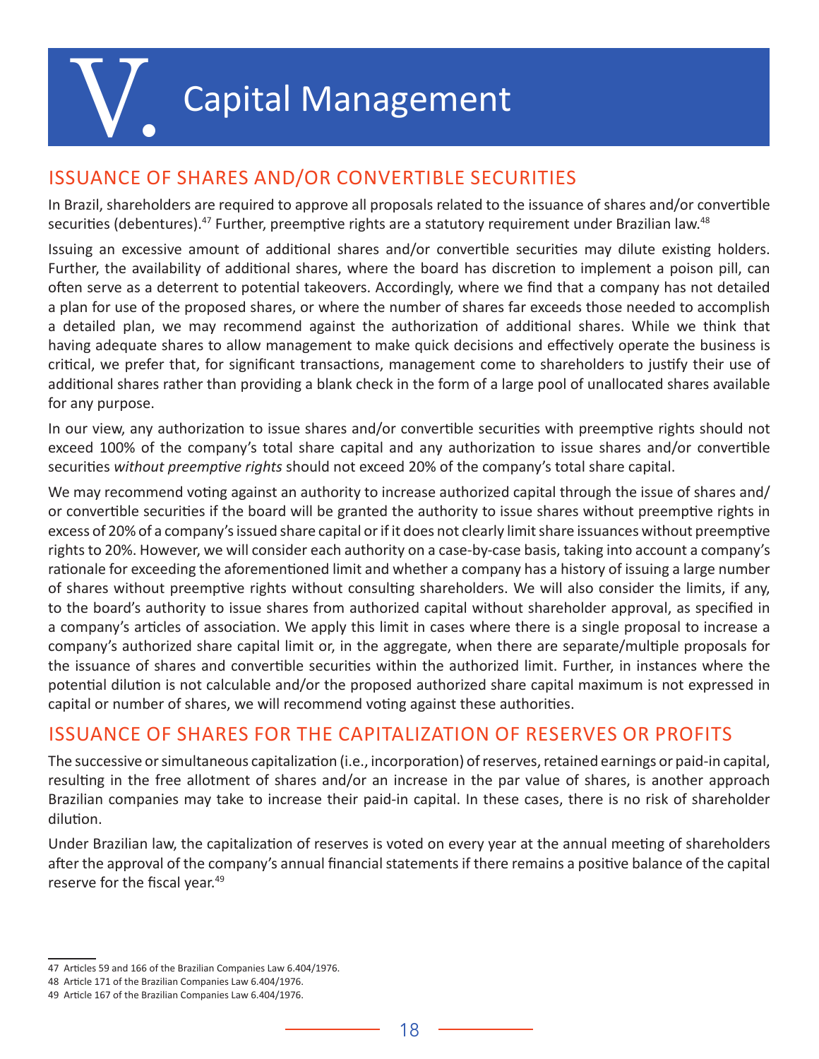# V. Capital Management

## ISSUANCE OF SHARES AND/OR CONVERTIBLE SECURITIES

In Brazil, shareholders are required to approve all proposals related to the issuance of shares and/or convertible securities (debentures).[47] Further, preemptive rights are a statutory requirement under Brazilian law.[48]

Issuing an excessive amount of additional shares and/or convertible securities may dilute existing holders. Further, the availability of additional shares, where the board has discretion to implement a poison pill, can often serve as a deterrent to potential takeovers. Accordingly, where we find that a company has not detailed a plan for use of the proposed shares, or where the number of shares far exceeds those needed to accomplish a detailed plan, we may recommend against the authorization of additional shares. While we think that having adequate shares to allow management to make quick decisions and effectively operate the business is critical, we prefer that, for significant transactions, management come to shareholders to justify their use of additional shares rather than providing a blank check in the form of a large pool of unallocated shares available for any purpose.

In our view, any authorization to issue shares and/or convertible securities with preemptive rights should not exceed 100% of the company's total share capital and any authorization to issue shares and/or convertible securities *without preemptive rights* should not exceed 20% of the company's total share capital.

We may recommend voting against an authority to increase authorized capital through the issue of shares and/or convertible securities if the board will be granted the authority to issue shares without preemptive rights in excess of 20% of a company's issued share capital or if it does not clearly limit share issuances without preemptive rights to 20%. However, we will consider each authority on a case-by-case basis, taking into account a company's rationale for exceeding the aforementioned limit and whether a company has a history of issuing a large number of shares without preemptive rights without consulting shareholders. We will also consider the limits, if any, to the board's authority to issue shares from authorized capital without shareholder approval, as specified in a company's articles of association. We apply this limit in cases where there is a single proposal to increase a company's authorized share capital limit or, in the aggregate, when there are separate/multiple proposals for the issuance of shares and convertible securities within the authorized limit. Further, in instances where the potential dilution is not calculable and/or the proposed authorized share capital maximum is not expressed in capital or number of shares, we will recommend voting against these authorities.

## ISSUANCE OF SHARES FOR THE CAPITALIZATION OF RESERVES OR PROFITS

The successive or simultaneous capitalization (i.e., incorporation) of reserves, retained earnings or paid-in capital, resulting in the free allotment of shares and/or an increase in the par value of shares, is another approach Brazilian companies may take to increase their paid-in capital. In these cases, there is no risk of shareholder dilution.

Under Brazilian law, the capitalization of reserves is voted on every year at the annual meeting of shareholders after the approval of the company's annual financial statements if there remains a positive balance of the capital reserve for the fiscal year.[49]

---

47 Articles 59 and 166 of the Brazilian Companies Law 6.404/1976.

48 Article 171 of the Brazilian Companies Law 6.404/1976.

49 Article 167 of the Brazilian Companies Law 6.404/1976.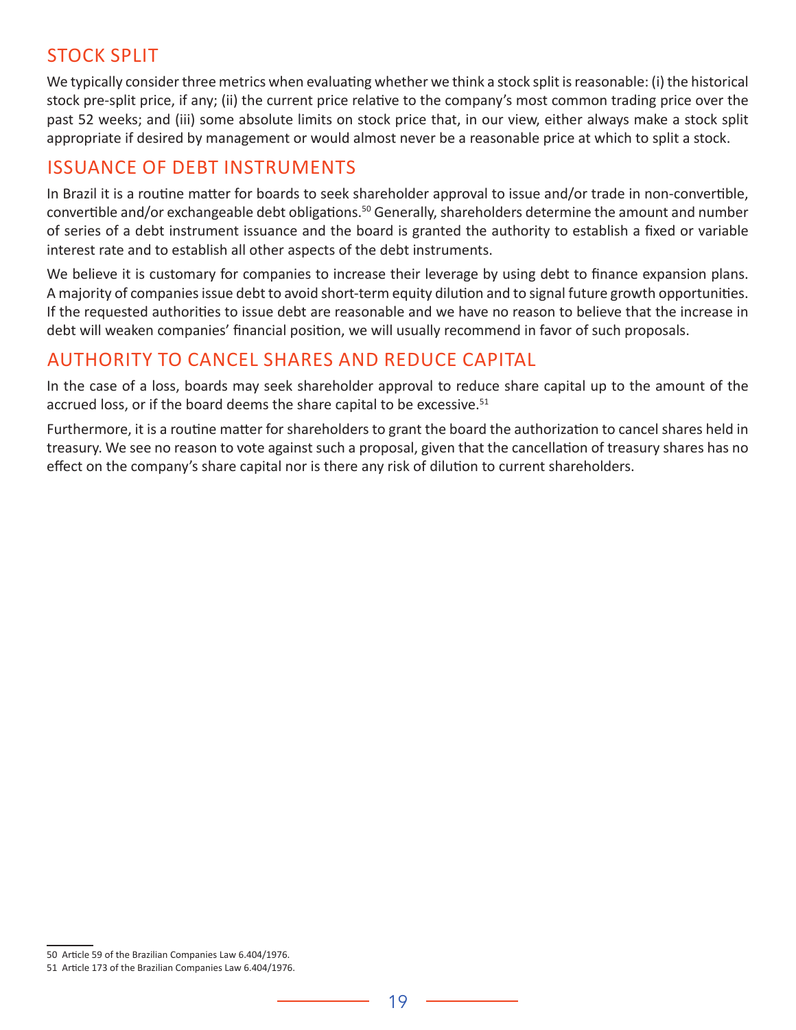## STOCK SPLIT

We typically consider three metrics when evaluating whether we think a stock split is reasonable: (i) the historical stock pre-split price, if any; (ii) the current price relative to the company's most common trading price over the past 52 weeks; and (iii) some absolute limits on stock price that, in our view, either always make a stock split appropriate if desired by management or would almost never be a reasonable price at which to split a stock.

## ISSUANCE OF DEBT INSTRUMENTS

In Brazil it is a routine matter for boards to seek shareholder approval to issue and/or trade in non-convertible, convertible and/or exchangeable debt obligations.[50] Generally, shareholders determine the amount and number of series of a debt instrument issuance and the board is granted the authority to establish a fixed or variable interest rate and to establish all other aspects of the debt instruments.

We believe it is customary for companies to increase their leverage by using debt to finance expansion plans. A majority of companies issue debt to avoid short-term equity dilution and to signal future growth opportunities. If the requested authorities to issue debt are reasonable and we have no reason to believe that the increase in debt will weaken companies' financial position, we will usually recommend in favor of such proposals.

## AUTHORITY TO CANCEL SHARES AND REDUCE CAPITAL

In the case of a loss, boards may seek shareholder approval to reduce share capital up to the amount of the accrued loss, or if the board deems the share capital to be excessive.[51]

Furthermore, it is a routine matter for shareholders to grant the board the authorization to cancel shares held in treasury. We see no reason to vote against such a proposal, given that the cancellation of treasury shares has no effect on the company's share capital nor is there any risk of dilution to current shareholders.

---

50 Article 59 of the Brazilian Companies Law 6.404/1976.

51 Article 173 of the Brazilian Companies Law 6.404/1976.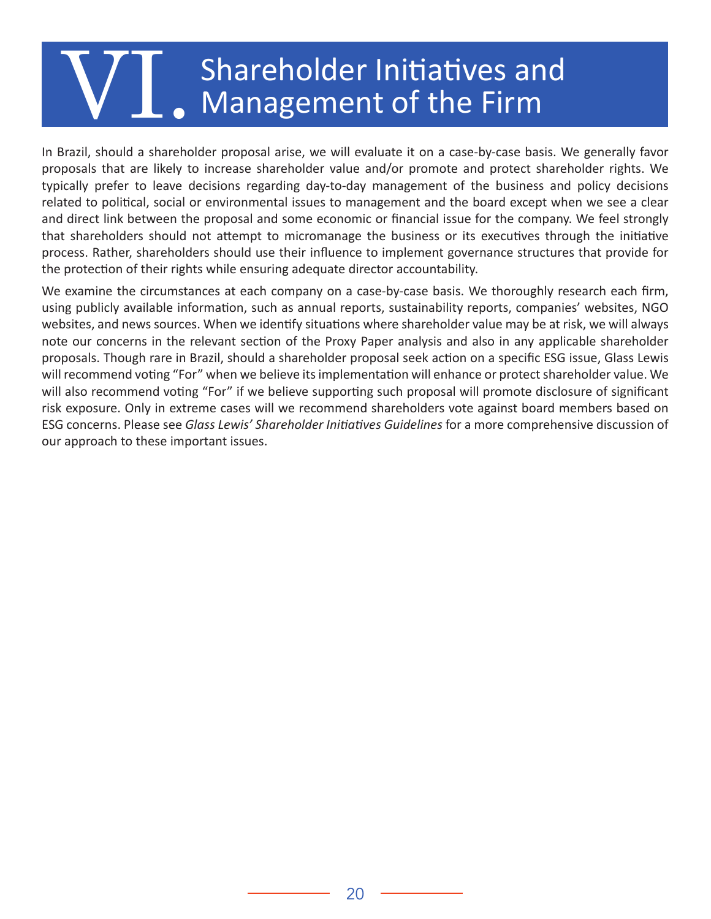# VI. Shareholder Initiatives and Management of the Firm

In Brazil, should a shareholder proposal arise, we will evaluate it on a case-by-case basis. We generally favor proposals that are likely to increase shareholder value and/or promote and protect shareholder rights. We typically prefer to leave decisions regarding day-to-day management of the business and policy decisions related to political, social or environmental issues to management and the board except when we see a clear and direct link between the proposal and some economic or financial issue for the company. We feel strongly that shareholders should not attempt to micromanage the business or its executives through the initiative process. Rather, shareholders should use their influence to implement governance structures that provide for the protection of their rights while ensuring adequate director accountability.

We examine the circumstances at each company on a case-by-case basis. We thoroughly research each firm, using publicly available information, such as annual reports, sustainability reports, companies' websites, NGO websites, and news sources. When we identify situations where shareholder value may be at risk, we will always note our concerns in the relevant section of the Proxy Paper analysis and also in any applicable shareholder proposals. Though rare in Brazil, should a shareholder proposal seek action on a specific ESG issue, Glass Lewis will recommend voting "For" when we believe its implementation will enhance or protect shareholder value. We will also recommend voting "For" if we believe supporting such proposal will promote disclosure of significant risk exposure. Only in extreme cases will we recommend shareholders vote against board members based on ESG concerns. Please see *Glass Lewis' Shareholder Initiatives Guidelines* for a more comprehensive discussion of our approach to these important issues.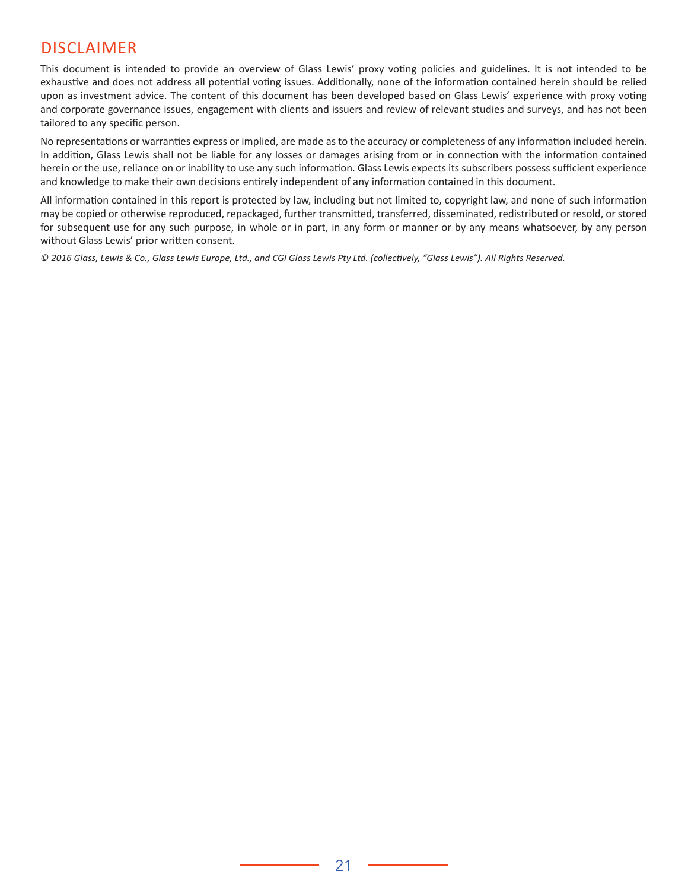## DISCLAIMER

This document is intended to provide an overview of Glass Lewis' proxy voting policies and guidelines. It is not intended to be exhaustive and does not address all potential voting issues. Additionally, none of the information contained herein should be relied upon as investment advice. The content of this document has been developed based on Glass Lewis' experience with proxy voting and corporate governance issues, engagement with clients and issuers and review of relevant studies and surveys, and has not been tailored to any specific person.

No representations or warranties express or implied, are made as to the accuracy or completeness of any information included herein. In addition, Glass Lewis shall not be liable for any losses or damages arising from or in connection with the information contained herein or the use, reliance on or inability to use any such information. Glass Lewis expects its subscribers possess sufficient experience and knowledge to make their own decisions entirely independent of any information contained in this document.

All information contained in this report is protected by law, including but not limited to, copyright law, and none of such information may be copied or otherwise reproduced, repackaged, further transmitted, transferred, disseminated, redistributed or resold, or stored for subsequent use for any such purpose, in whole or in part, in any form or manner or by any means whatsoever, by any person without Glass Lewis' prior written consent.

*© 2016 Glass, Lewis & Co., Glass Lewis Europe, Ltd., and CGI Glass Lewis Pty Ltd. (collectively, "Glass Lewis"). All Rights Reserved.*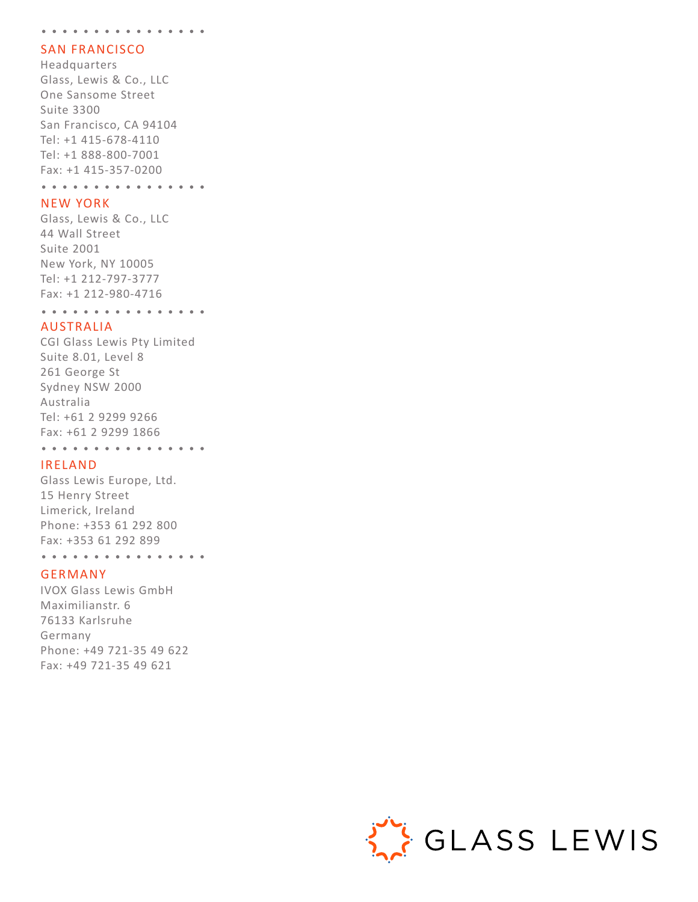## SAN FRANCISCO

Headquarters
Glass, Lewis & Co., LLC
One Sansome Street
Suite 3300
San Francisco, CA 94104
Tel: +1 415-678-4110
Tel: +1 888-800-7001
Fax: +1 415-357-0200

## NEW YORK

Glass, Lewis & Co., LLC
44 Wall Street
Suite 2001
New York, NY 10005
Tel: +1 212-797-3777
Fax: +1 212-980-4716

## AUSTRALIA

CGI Glass Lewis Pty Limited
Suite 8.01, Level 8
261 George St
Sydney NSW 2000
Australia
Tel: +61 2 9299 9266
Fax: +61 2 9299 1866

## IRELAND

Glass Lewis Europe, Ltd.
15 Henry Street
Limerick, Ireland
Phone: +353 61 292 800
Fax: +353 61 292 899

## GERMANY

IVOX Glass Lewis GmbH
Maximilianstr. 6
76133 Karlsruhe
Germany
Phone: +49 721-35 49 622
Fax: +49 721-35 49 621

GLASS LEWIS